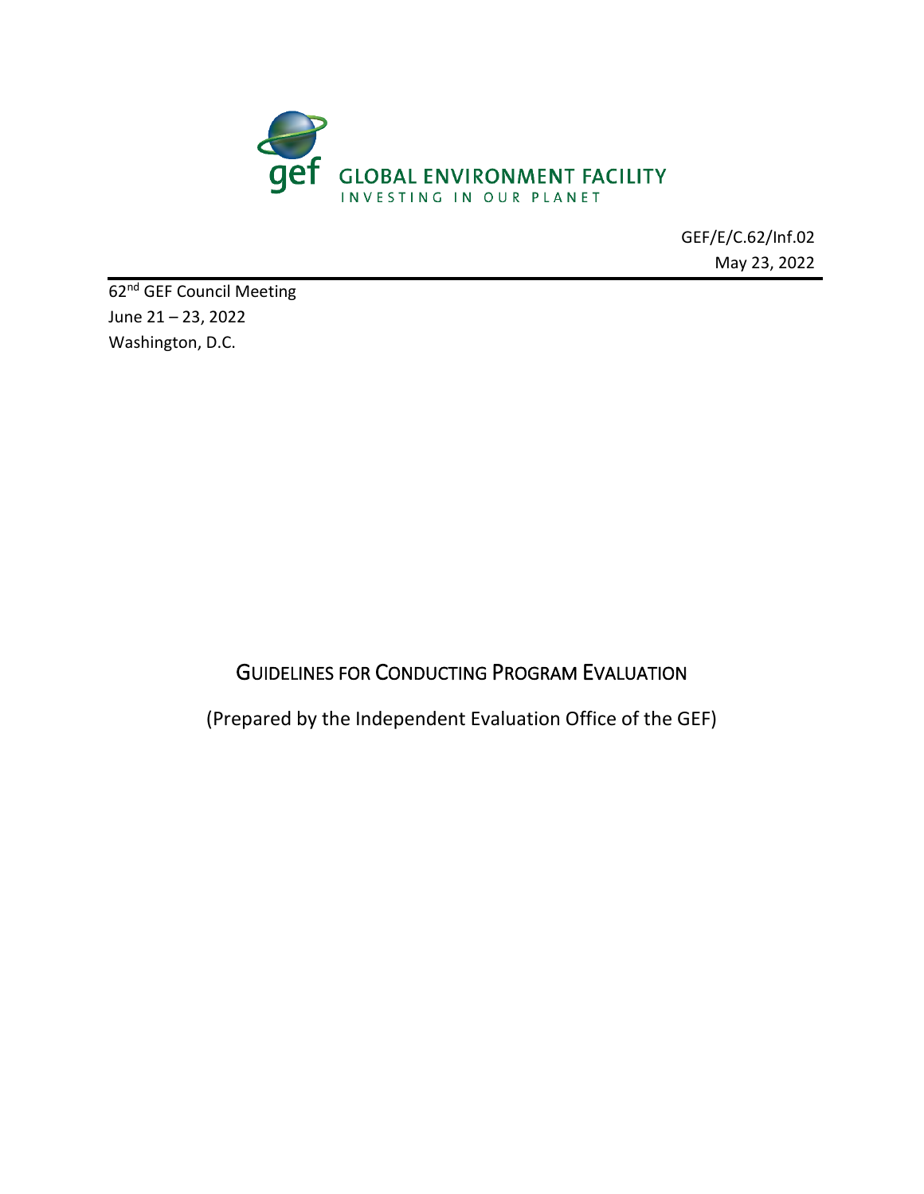GLOBAL ENVIRONMENT FACILITY
INVESTING IN OUR PLANET

GEF/E/C.62/Inf.02

May 23, 2022

62nd GEF Council Meeting
June 21 – 23, 2022
Washington, D.C.

# GUIDELINES FOR CONDUCTING PROGRAM EVALUATION

(Prepared by the Independent Evaluation Office of the GEF)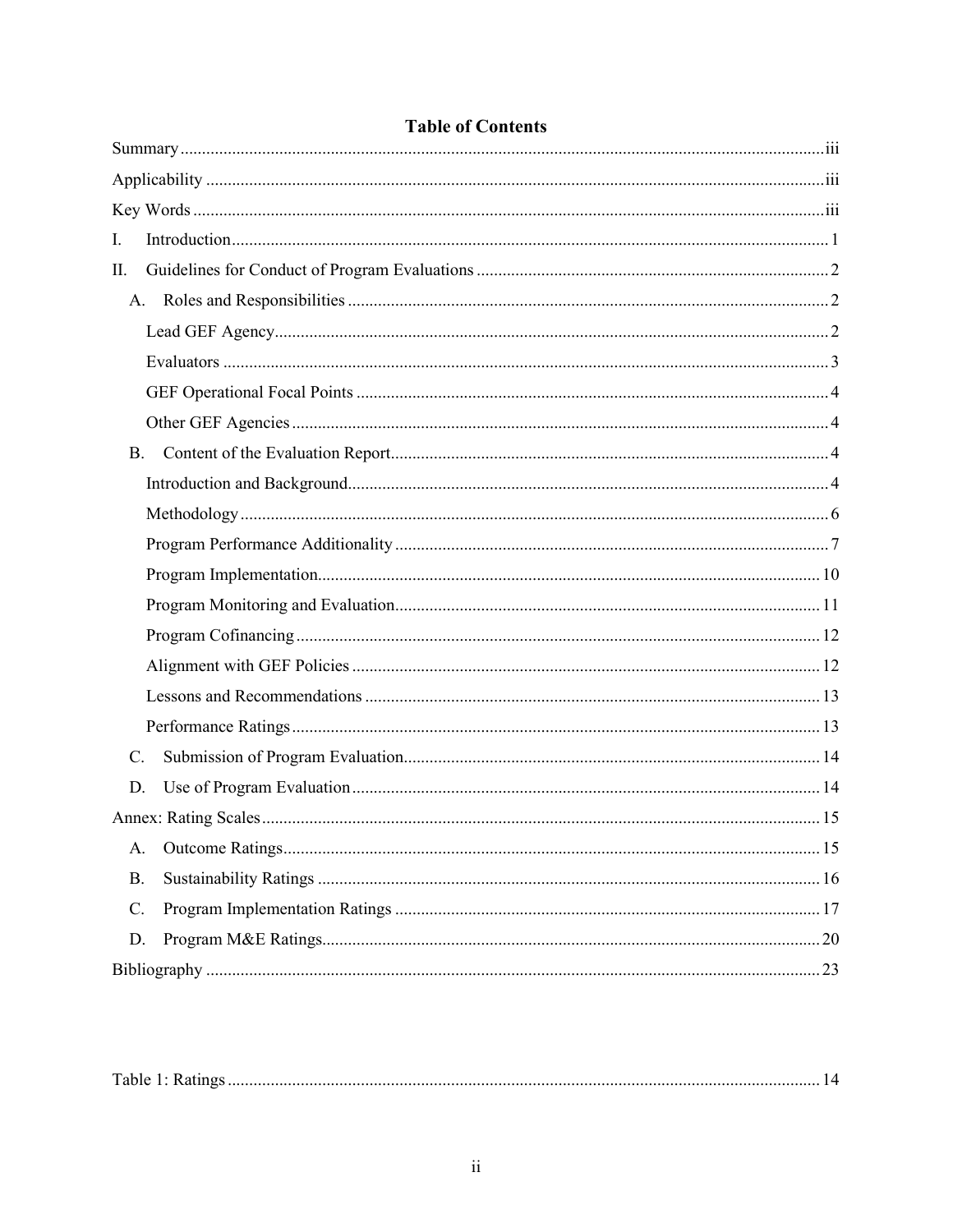# Table of Contents

Summary ..... iii

Applicability ..... iii

Key Words ..... iii

I. Introduction ..... 1

II. Guidelines for Conduct of Program Evaluations ..... 2

- A. Roles and Responsibilities ..... 2
  - Lead GEF Agency ..... 2
  - Evaluators ..... 3
  - GEF Operational Focal Points ..... 4
  - Other GEF Agencies ..... 4
- B. Content of the Evaluation Report ..... 4
  - Introduction and Background ..... 4
  - Methodology ..... 6
  - Program Performance Additionality ..... 7
  - Program Implementation ..... 10
  - Program Monitoring and Evaluation ..... 11
  - Program Cofinancing ..... 12
  - Alignment with GEF Policies ..... 12
  - Lessons and Recommendations ..... 13
  - Performance Ratings ..... 13
- C. Submission of Program Evaluation ..... 14
- D. Use of Program Evaluation ..... 14

Annex: Rating Scales ..... 15

- A. Outcome Ratings ..... 15
- B. Sustainability Ratings ..... 16
- C. Program Implementation Ratings ..... 17
- D. Program M&E Ratings ..... 20

Bibliography ..... 23

Table 1: Ratings ..... 14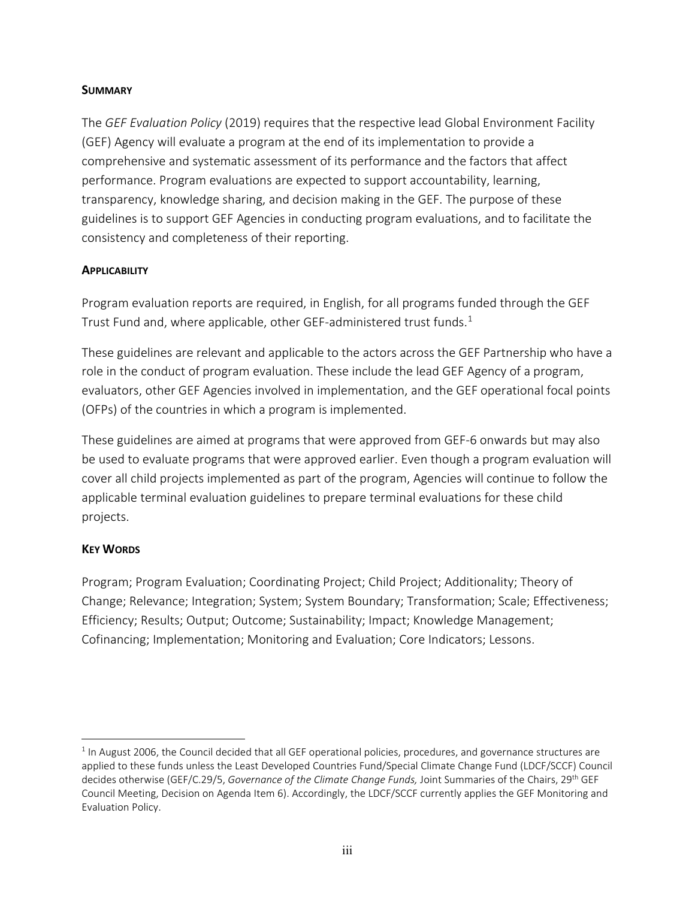## SUMMARY

The *GEF Evaluation Policy* (2019) requires that the respective lead Global Environment Facility (GEF) Agency will evaluate a program at the end of its implementation to provide a comprehensive and systematic assessment of its performance and the factors that affect performance. Program evaluations are expected to support accountability, learning, transparency, knowledge sharing, and decision making in the GEF. The purpose of these guidelines is to support GEF Agencies in conducting program evaluations, and to facilitate the consistency and completeness of their reporting.

## APPLICABILITY

Program evaluation reports are required, in English, for all programs funded through the GEF Trust Fund and, where applicable, other GEF-administered trust funds.[1]

These guidelines are relevant and applicable to the actors across the GEF Partnership who have a role in the conduct of program evaluation. These include the lead GEF Agency of a program, evaluators, other GEF Agencies involved in implementation, and the GEF operational focal points (OFPs) of the countries in which a program is implemented.

These guidelines are aimed at programs that were approved from GEF-6 onwards but may also be used to evaluate programs that were approved earlier. Even though a program evaluation will cover all child projects implemented as part of the program, Agencies will continue to follow the applicable terminal evaluation guidelines to prepare terminal evaluations for these child projects.

## KEY WORDS

Program; Program Evaluation; Coordinating Project; Child Project; Additionality; Theory of Change; Relevance; Integration; System; System Boundary; Transformation; Scale; Effectiveness; Efficiency; Results; Output; Outcome; Sustainability; Impact; Knowledge Management; Cofinancing; Implementation; Monitoring and Evaluation; Core Indicators; Lessons.

---

[1] In August 2006, the Council decided that all GEF operational policies, procedures, and governance structures are applied to these funds unless the Least Developed Countries Fund/Special Climate Change Fund (LDCF/SCCF) Council decides otherwise (GEF/C.29/5, *Governance of the Climate Change Funds,* Joint Summaries of the Chairs, 29th GEF Council Meeting, Decision on Agenda Item 6). Accordingly, the LDCF/SCCF currently applies the GEF Monitoring and Evaluation Policy.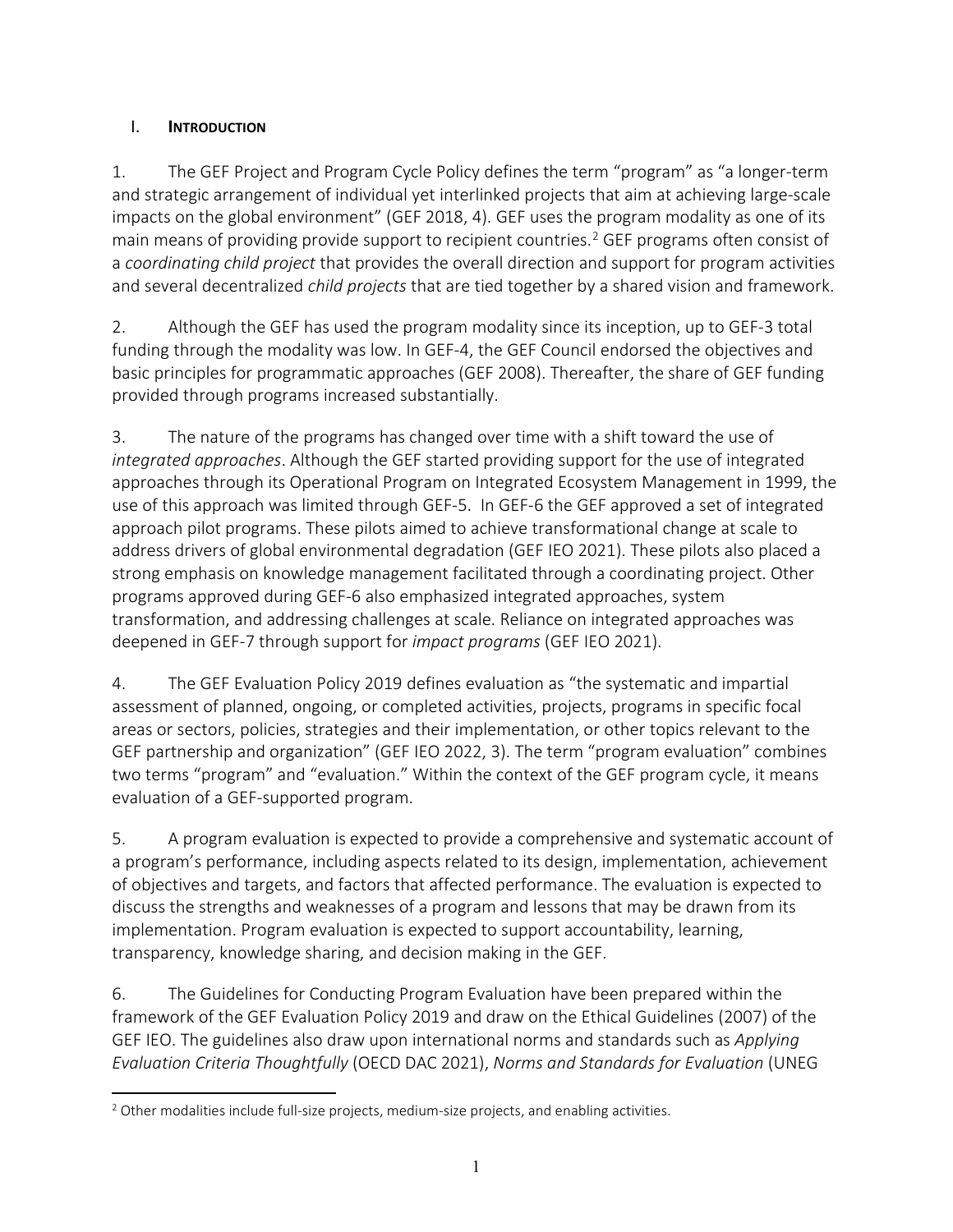## I. **INTRODUCTION**

1. The GEF Project and Program Cycle Policy defines the term "program" as "a longer-term and strategic arrangement of individual yet interlinked projects that aim at achieving large-scale impacts on the global environment" (GEF 2018, 4). GEF uses the program modality as one of its main means of providing provide support to recipient countries.[2] GEF programs often consist of a *coordinating child project* that provides the overall direction and support for program activities and several decentralized *child projects* that are tied together by a shared vision and framework.

2. Although the GEF has used the program modality since its inception, up to GEF-3 total funding through the modality was low. In GEF-4, the GEF Council endorsed the objectives and basic principles for programmatic approaches (GEF 2008). Thereafter, the share of GEF funding provided through programs increased substantially.

3. The nature of the programs has changed over time with a shift toward the use of *integrated approaches*. Although the GEF started providing support for the use of integrated approaches through its Operational Program on Integrated Ecosystem Management in 1999, the use of this approach was limited through GEF-5. In GEF-6 the GEF approved a set of integrated approach pilot programs. These pilots aimed to achieve transformational change at scale to address drivers of global environmental degradation (GEF IEO 2021). These pilots also placed a strong emphasis on knowledge management facilitated through a coordinating project. Other programs approved during GEF-6 also emphasized integrated approaches, system transformation, and addressing challenges at scale. Reliance on integrated approaches was deepened in GEF-7 through support for *impact programs* (GEF IEO 2021).

4. The GEF Evaluation Policy 2019 defines evaluation as "the systematic and impartial assessment of planned, ongoing, or completed activities, projects, programs in specific focal areas or sectors, policies, strategies and their implementation, or other topics relevant to the GEF partnership and organization" (GEF IEO 2022, 3). The term "program evaluation" combines two terms "program" and "evaluation." Within the context of the GEF program cycle, it means evaluation of a GEF-supported program.

5. A program evaluation is expected to provide a comprehensive and systematic account of a program's performance, including aspects related to its design, implementation, achievement of objectives and targets, and factors that affected performance. The evaluation is expected to discuss the strengths and weaknesses of a program and lessons that may be drawn from its implementation. Program evaluation is expected to support accountability, learning, transparency, knowledge sharing, and decision making in the GEF.

6. The Guidelines for Conducting Program Evaluation have been prepared within the framework of the GEF Evaluation Policy 2019 and draw on the Ethical Guidelines (2007) of the GEF IEO. The guidelines also draw upon international norms and standards such as *Applying Evaluation Criteria Thoughtfully* (OECD DAC 2021), *Norms and Standards for Evaluation* (UNEG

---

[2] Other modalities include full-size projects, medium-size projects, and enabling activities.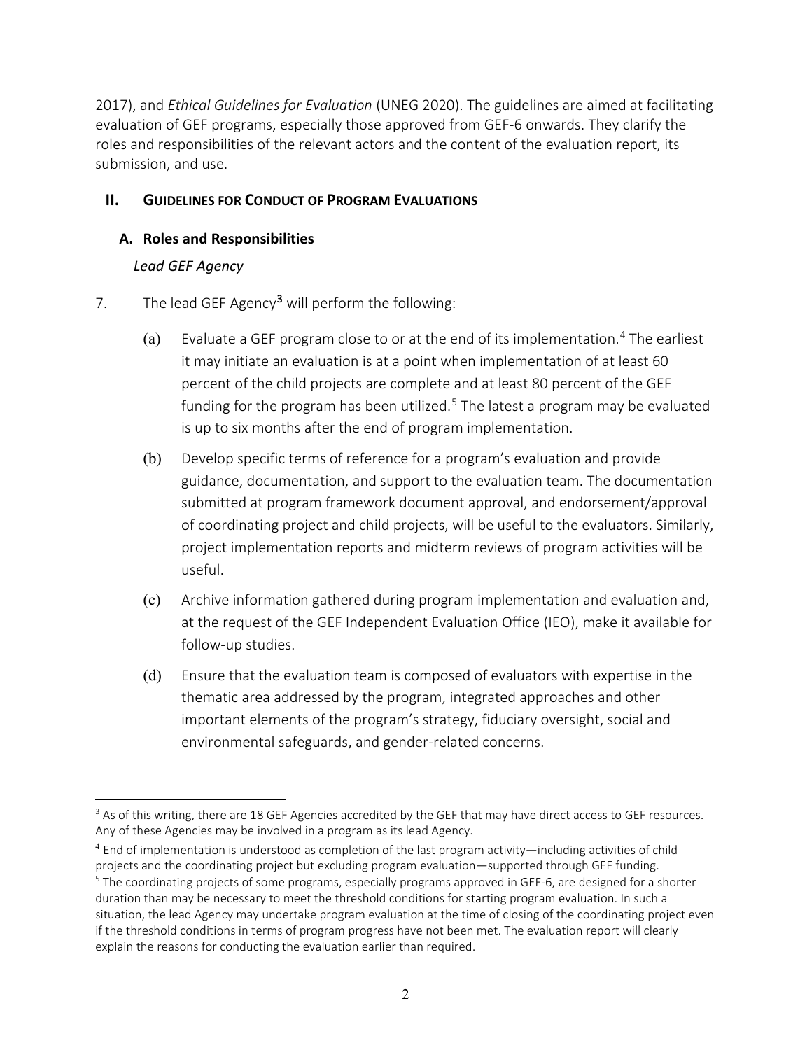2017), and *Ethical Guidelines for Evaluation* (UNEG 2020). The guidelines are aimed at facilitating evaluation of GEF programs, especially those approved from GEF-6 onwards. They clarify the roles and responsibilities of the relevant actors and the content of the evaluation report, its submission, and use.

## II. GUIDELINES FOR CONDUCT OF PROGRAM EVALUATIONS

### A. Roles and Responsibilities

*Lead GEF Agency*

7. The lead GEF Agency[3] will perform the following:

   (a) Evaluate a GEF program close to or at the end of its implementation.[4] The earliest it may initiate an evaluation is at a point when implementation of at least 60 percent of the child projects are complete and at least 80 percent of the GEF funding for the program has been utilized.[5] The latest a program may be evaluated is up to six months after the end of program implementation.

   (b) Develop specific terms of reference for a program's evaluation and provide guidance, documentation, and support to the evaluation team. The documentation submitted at program framework document approval, and endorsement/approval of coordinating project and child projects, will be useful to the evaluators. Similarly, project implementation reports and midterm reviews of program activities will be useful.

   (c) Archive information gathered during program implementation and evaluation and, at the request of the GEF Independent Evaluation Office (IEO), make it available for follow-up studies.

   (d) Ensure that the evaluation team is composed of evaluators with expertise in the thematic area addressed by the program, integrated approaches and other important elements of the program's strategy, fiduciary oversight, social and environmental safeguards, and gender-related concerns.

---

[3] As of this writing, there are 18 GEF Agencies accredited by the GEF that may have direct access to GEF resources. Any of these Agencies may be involved in a program as its lead Agency.

[4] End of implementation is understood as completion of the last program activity—including activities of child projects and the coordinating project but excluding program evaluation—supported through GEF funding.

[5] The coordinating projects of some programs, especially programs approved in GEF-6, are designed for a shorter duration than may be necessary to meet the threshold conditions for starting program evaluation. In such a situation, the lead Agency may undertake program evaluation at the time of closing of the coordinating project even if the threshold conditions in terms of program progress have not been met. The evaluation report will clearly explain the reasons for conducting the evaluation earlier than required.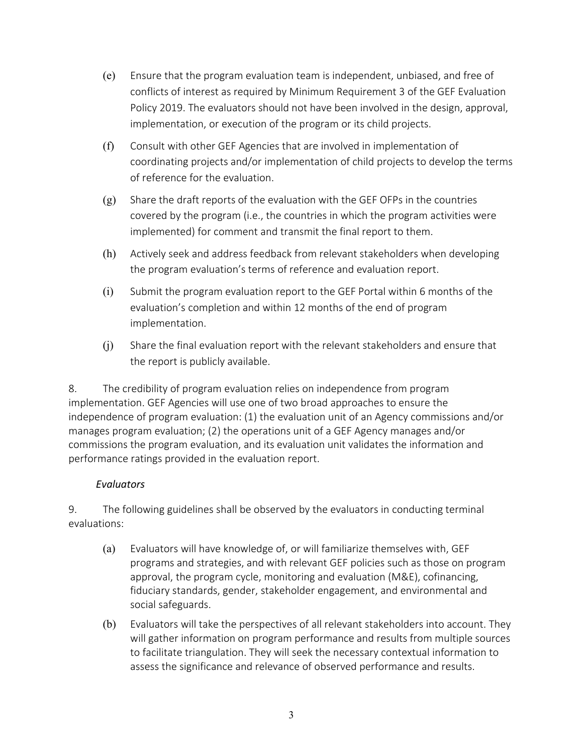(e) Ensure that the program evaluation team is independent, unbiased, and free of conflicts of interest as required by Minimum Requirement 3 of the GEF Evaluation Policy 2019. The evaluators should not have been involved in the design, approval, implementation, or execution of the program or its child projects.

(f) Consult with other GEF Agencies that are involved in implementation of coordinating projects and/or implementation of child projects to develop the terms of reference for the evaluation.

(g) Share the draft reports of the evaluation with the GEF OFPs in the countries covered by the program (i.e., the countries in which the program activities were implemented) for comment and transmit the final report to them.

(h) Actively seek and address feedback from relevant stakeholders when developing the program evaluation's terms of reference and evaluation report.

(i) Submit the program evaluation report to the GEF Portal within 6 months of the evaluation's completion and within 12 months of the end of program implementation.

(j) Share the final evaluation report with the relevant stakeholders and ensure that the report is publicly available.

8. The credibility of program evaluation relies on independence from program implementation. GEF Agencies will use one of two broad approaches to ensure the independence of program evaluation: (1) the evaluation unit of an Agency commissions and/or manages program evaluation; (2) the operations unit of a GEF Agency manages and/or commissions the program evaluation, and its evaluation unit validates the information and performance ratings provided in the evaluation report.

*Evaluators*

9. The following guidelines shall be observed by the evaluators in conducting terminal evaluations:

(a) Evaluators will have knowledge of, or will familiarize themselves with, GEF programs and strategies, and with relevant GEF policies such as those on program approval, the program cycle, monitoring and evaluation (M&E), cofinancing, fiduciary standards, gender, stakeholder engagement, and environmental and social safeguards.

(b) Evaluators will take the perspectives of all relevant stakeholders into account. They will gather information on program performance and results from multiple sources to facilitate triangulation. They will seek the necessary contextual information to assess the significance and relevance of observed performance and results.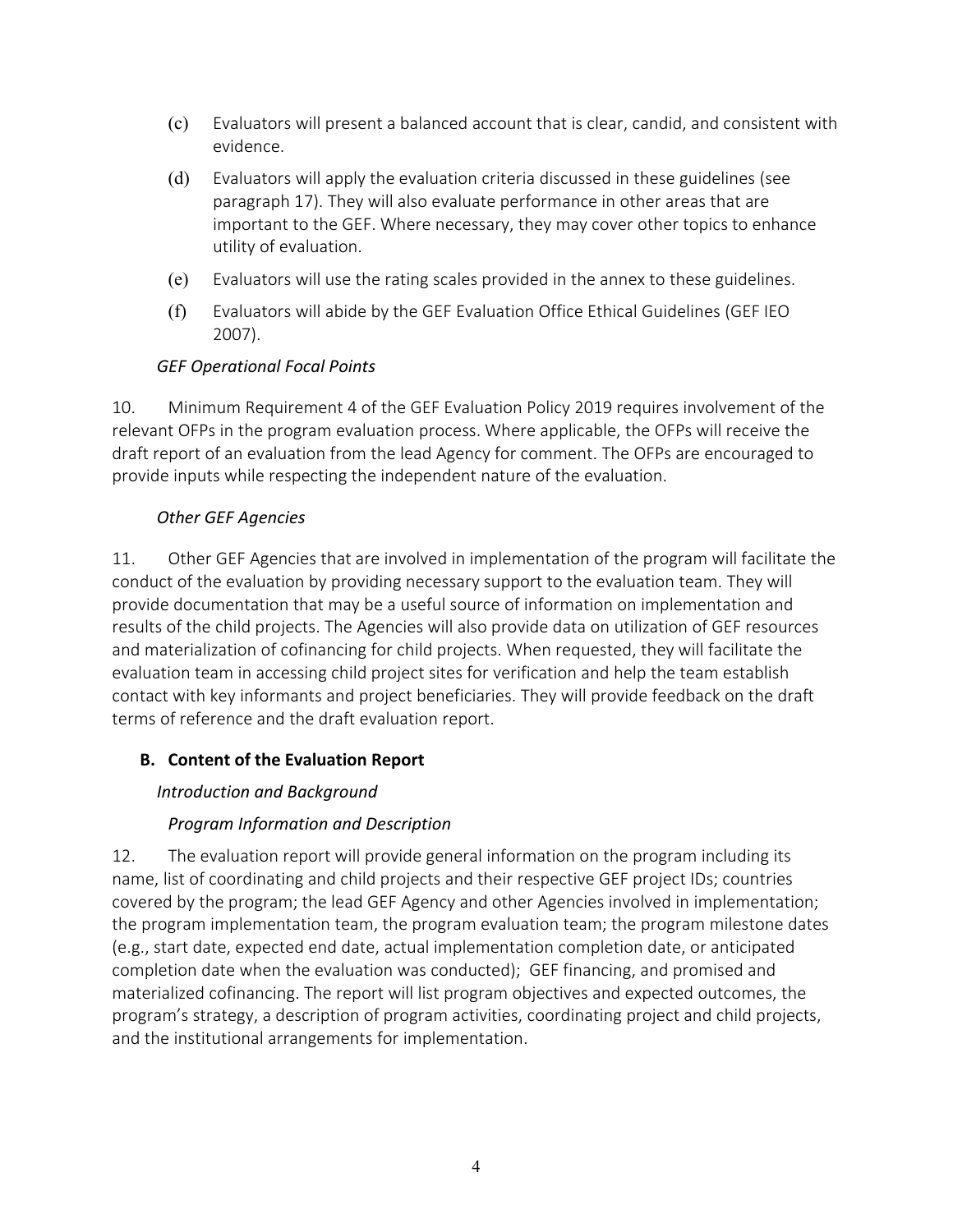(c) Evaluators will present a balanced account that is clear, candid, and consistent with evidence.

(d) Evaluators will apply the evaluation criteria discussed in these guidelines (see paragraph 17). They will also evaluate performance in other areas that are important to the GEF. Where necessary, they may cover other topics to enhance utility of evaluation.

(e) Evaluators will use the rating scales provided in the annex to these guidelines.

(f) Evaluators will abide by the GEF Evaluation Office Ethical Guidelines (GEF IEO 2007).

*GEF Operational Focal Points*

10. Minimum Requirement 4 of the GEF Evaluation Policy 2019 requires involvement of the relevant OFPs in the program evaluation process. Where applicable, the OFPs will receive the draft report of an evaluation from the lead Agency for comment. The OFPs are encouraged to provide inputs while respecting the independent nature of the evaluation.

*Other GEF Agencies*

11. Other GEF Agencies that are involved in implementation of the program will facilitate the conduct of the evaluation by providing necessary support to the evaluation team. They will provide documentation that may be a useful source of information on implementation and results of the child projects. The Agencies will also provide data on utilization of GEF resources and materialization of cofinancing for child projects. When requested, they will facilitate the evaluation team in accessing child project sites for verification and help the team establish contact with key informants and project beneficiaries. They will provide feedback on the draft terms of reference and the draft evaluation report.

## B. Content of the Evaluation Report

*Introduction and Background*

*Program Information and Description*

12. The evaluation report will provide general information on the program including its name, list of coordinating and child projects and their respective GEF project IDs; countries covered by the program; the lead GEF Agency and other Agencies involved in implementation; the program implementation team, the program evaluation team; the program milestone dates (e.g., start date, expected end date, actual implementation completion date, or anticipated completion date when the evaluation was conducted); GEF financing, and promised and materialized cofinancing. The report will list program objectives and expected outcomes, the program's strategy, a description of program activities, coordinating project and child projects, and the institutional arrangements for implementation.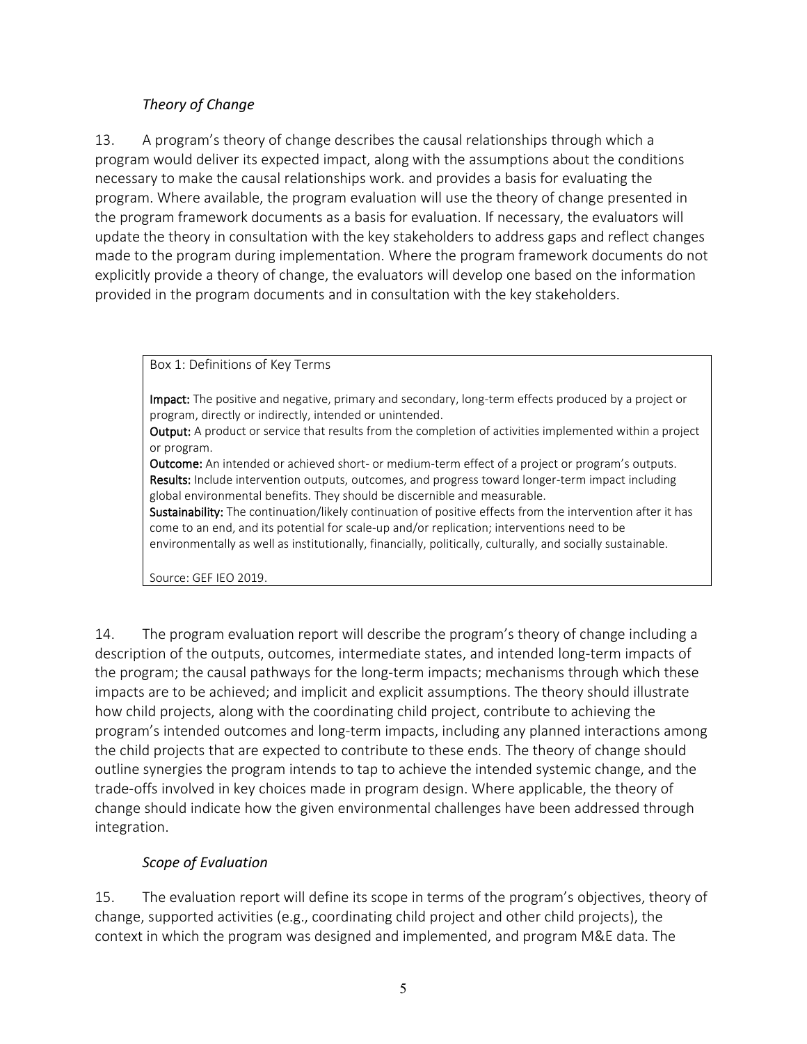*Theory of Change*

13. A program's theory of change describes the causal relationships through which a program would deliver its expected impact, along with the assumptions about the conditions necessary to make the causal relationships work. and provides a basis for evaluating the program. Where available, the program evaluation will use the theory of change presented in the program framework documents as a basis for evaluation. If necessary, the evaluators will update the theory in consultation with the key stakeholders to address gaps and reflect changes made to the program during implementation. Where the program framework documents do not explicitly provide a theory of change, the evaluators will develop one based on the information provided in the program documents and in consultation with the key stakeholders.

> Box 1: Definitions of Key Terms
>
> **Impact:** The positive and negative, primary and secondary, long-term effects produced by a project or program, directly or indirectly, intended or unintended.
> **Output:** A product or service that results from the completion of activities implemented within a project or program.
> **Outcome:** An intended or achieved short- or medium-term effect of a project or program's outputs.
> **Results:** Include intervention outputs, outcomes, and progress toward longer-term impact including global environmental benefits. They should be discernible and measurable.
> **Sustainability:** The continuation/likely continuation of positive effects from the intervention after it has come to an end, and its potential for scale-up and/or replication; interventions need to be environmentally as well as institutionally, financially, politically, culturally, and socially sustainable.
>
> Source: GEF IEO 2019.

14. The program evaluation report will describe the program's theory of change including a description of the outputs, outcomes, intermediate states, and intended long-term impacts of the program; the causal pathways for the long-term impacts; mechanisms through which these impacts are to be achieved; and implicit and explicit assumptions. The theory should illustrate how child projects, along with the coordinating child project, contribute to achieving the program's intended outcomes and long-term impacts, including any planned interactions among the child projects that are expected to contribute to these ends. The theory of change should outline synergies the program intends to tap to achieve the intended systemic change, and the trade-offs involved in key choices made in program design. Where applicable, the theory of change should indicate how the given environmental challenges have been addressed through integration.

*Scope of Evaluation*

15. The evaluation report will define its scope in terms of the program's objectives, theory of change, supported activities (e.g., coordinating child project and other child projects), the context in which the program was designed and implemented, and program M&E data. The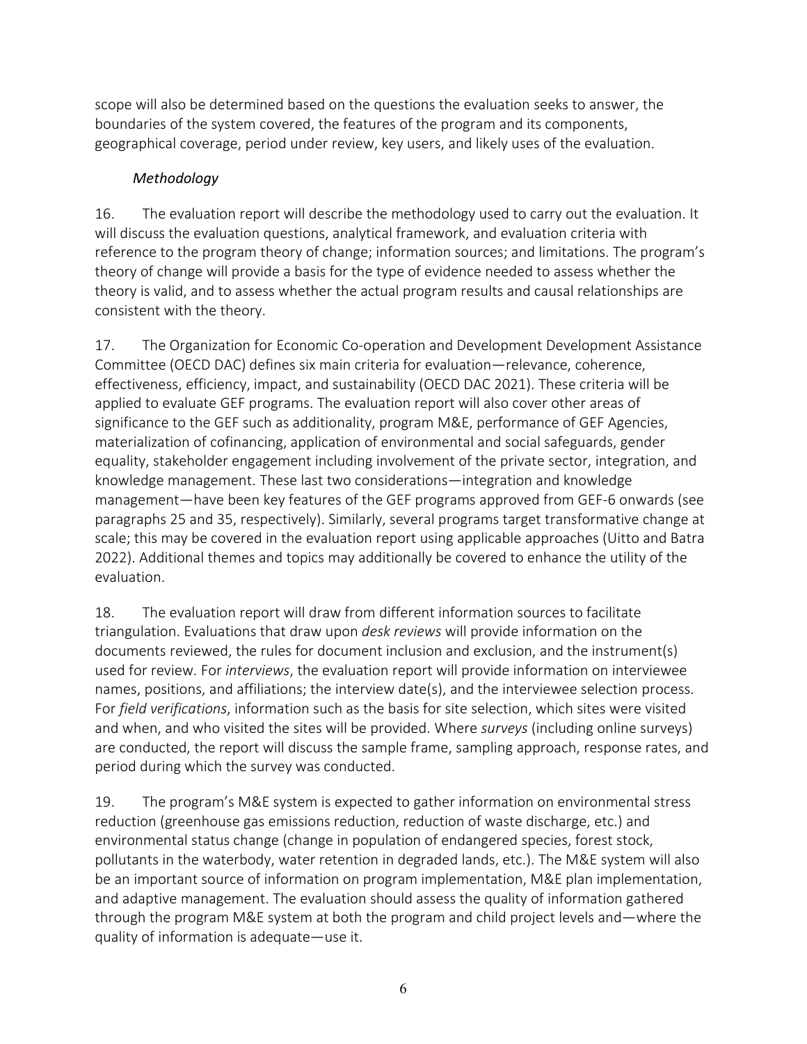scope will also be determined based on the questions the evaluation seeks to answer, the boundaries of the system covered, the features of the program and its components, geographical coverage, period under review, key users, and likely uses of the evaluation.

*Methodology*

16. The evaluation report will describe the methodology used to carry out the evaluation. It will discuss the evaluation questions, analytical framework, and evaluation criteria with reference to the program theory of change; information sources; and limitations. The program's theory of change will provide a basis for the type of evidence needed to assess whether the theory is valid, and to assess whether the actual program results and causal relationships are consistent with the theory.

17. The Organization for Economic Co-operation and Development Development Assistance Committee (OECD DAC) defines six main criteria for evaluation—relevance, coherence, effectiveness, efficiency, impact, and sustainability (OECD DAC 2021). These criteria will be applied to evaluate GEF programs. The evaluation report will also cover other areas of significance to the GEF such as additionality, program M&E, performance of GEF Agencies, materialization of cofinancing, application of environmental and social safeguards, gender equality, stakeholder engagement including involvement of the private sector, integration, and knowledge management. These last two considerations—integration and knowledge management—have been key features of the GEF programs approved from GEF-6 onwards (see paragraphs 25 and 35, respectively). Similarly, several programs target transformative change at scale; this may be covered in the evaluation report using applicable approaches (Uitto and Batra 2022). Additional themes and topics may additionally be covered to enhance the utility of the evaluation.

18. The evaluation report will draw from different information sources to facilitate triangulation. Evaluations that draw upon *desk reviews* will provide information on the documents reviewed, the rules for document inclusion and exclusion, and the instrument(s) used for review. For *interviews*, the evaluation report will provide information on interviewee names, positions, and affiliations; the interview date(s), and the interviewee selection process. For *field verifications*, information such as the basis for site selection, which sites were visited and when, and who visited the sites will be provided. Where *surveys* (including online surveys) are conducted, the report will discuss the sample frame, sampling approach, response rates, and period during which the survey was conducted.

19. The program's M&E system is expected to gather information on environmental stress reduction (greenhouse gas emissions reduction, reduction of waste discharge, etc.) and environmental status change (change in population of endangered species, forest stock, pollutants in the waterbody, water retention in degraded lands, etc.). The M&E system will also be an important source of information on program implementation, M&E plan implementation, and adaptive management. The evaluation should assess the quality of information gathered through the program M&E system at both the program and child project levels and—where the quality of information is adequate—use it.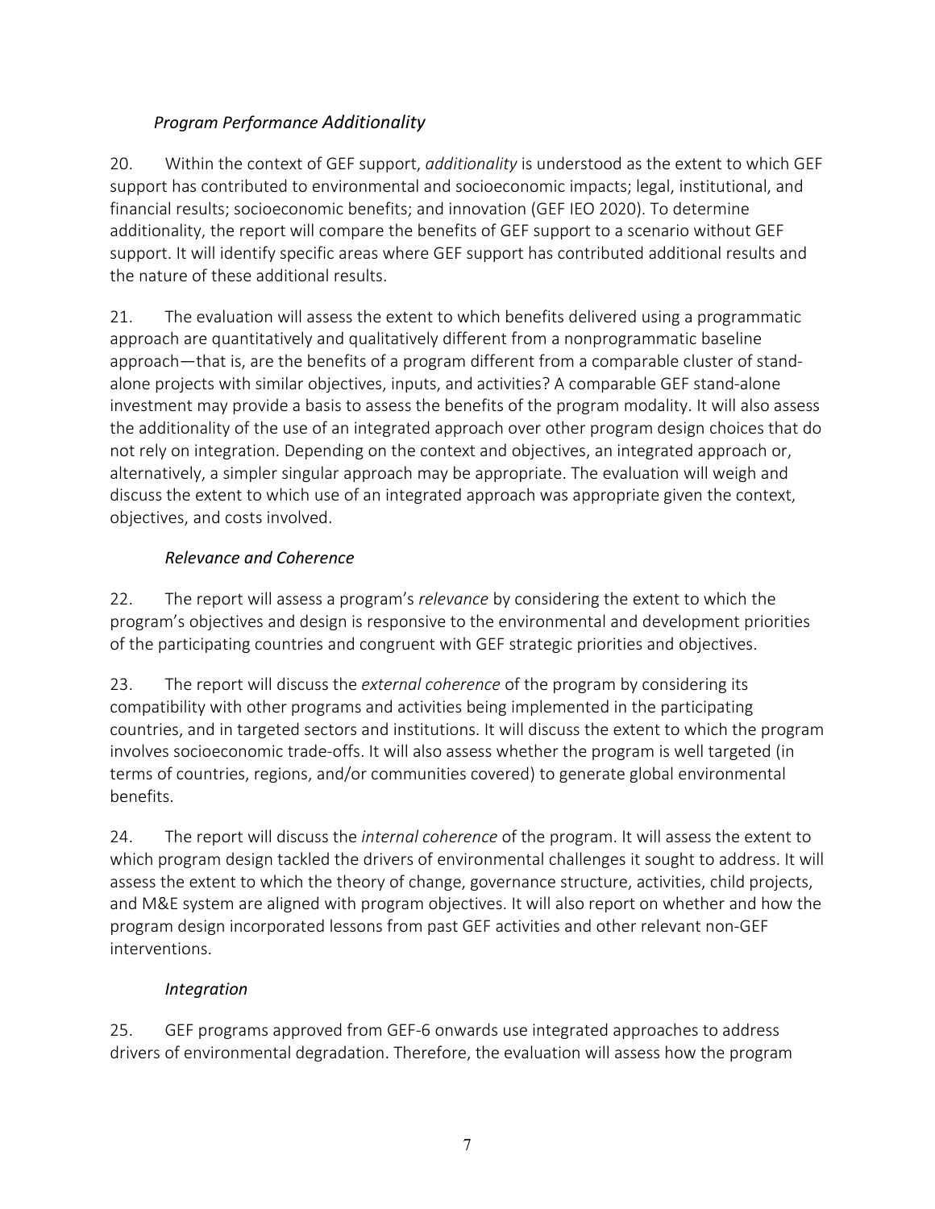### *Program Performance Additionality*

20. Within the context of GEF support, *additionality* is understood as the extent to which GEF support has contributed to environmental and socioeconomic impacts; legal, institutional, and financial results; socioeconomic benefits; and innovation (GEF IEO 2020). To determine additionality, the report will compare the benefits of GEF support to a scenario without GEF support. It will identify specific areas where GEF support has contributed additional results and the nature of these additional results.

21. The evaluation will assess the extent to which benefits delivered using a programmatic approach are quantitatively and qualitatively different from a nonprogrammatic baseline approach—that is, are the benefits of a program different from a comparable cluster of stand-alone projects with similar objectives, inputs, and activities? A comparable GEF stand-alone investment may provide a basis to assess the benefits of the program modality. It will also assess the additionality of the use of an integrated approach over other program design choices that do not rely on integration. Depending on the context and objectives, an integrated approach or, alternatively, a simpler singular approach may be appropriate. The evaluation will weigh and discuss the extent to which use of an integrated approach was appropriate given the context, objectives, and costs involved.

### *Relevance and Coherence*

22. The report will assess a program's *relevance* by considering the extent to which the program's objectives and design is responsive to the environmental and development priorities of the participating countries and congruent with GEF strategic priorities and objectives.

23. The report will discuss the *external coherence* of the program by considering its compatibility with other programs and activities being implemented in the participating countries, and in targeted sectors and institutions. It will discuss the extent to which the program involves socioeconomic trade-offs. It will also assess whether the program is well targeted (in terms of countries, regions, and/or communities covered) to generate global environmental benefits.

24. The report will discuss the *internal coherence* of the program. It will assess the extent to which program design tackled the drivers of environmental challenges it sought to address. It will assess the extent to which the theory of change, governance structure, activities, child projects, and M&E system are aligned with program objectives. It will also report on whether and how the program design incorporated lessons from past GEF activities and other relevant non-GEF interventions.

### *Integration*

25. GEF programs approved from GEF-6 onwards use integrated approaches to address drivers of environmental degradation. Therefore, the evaluation will assess how the program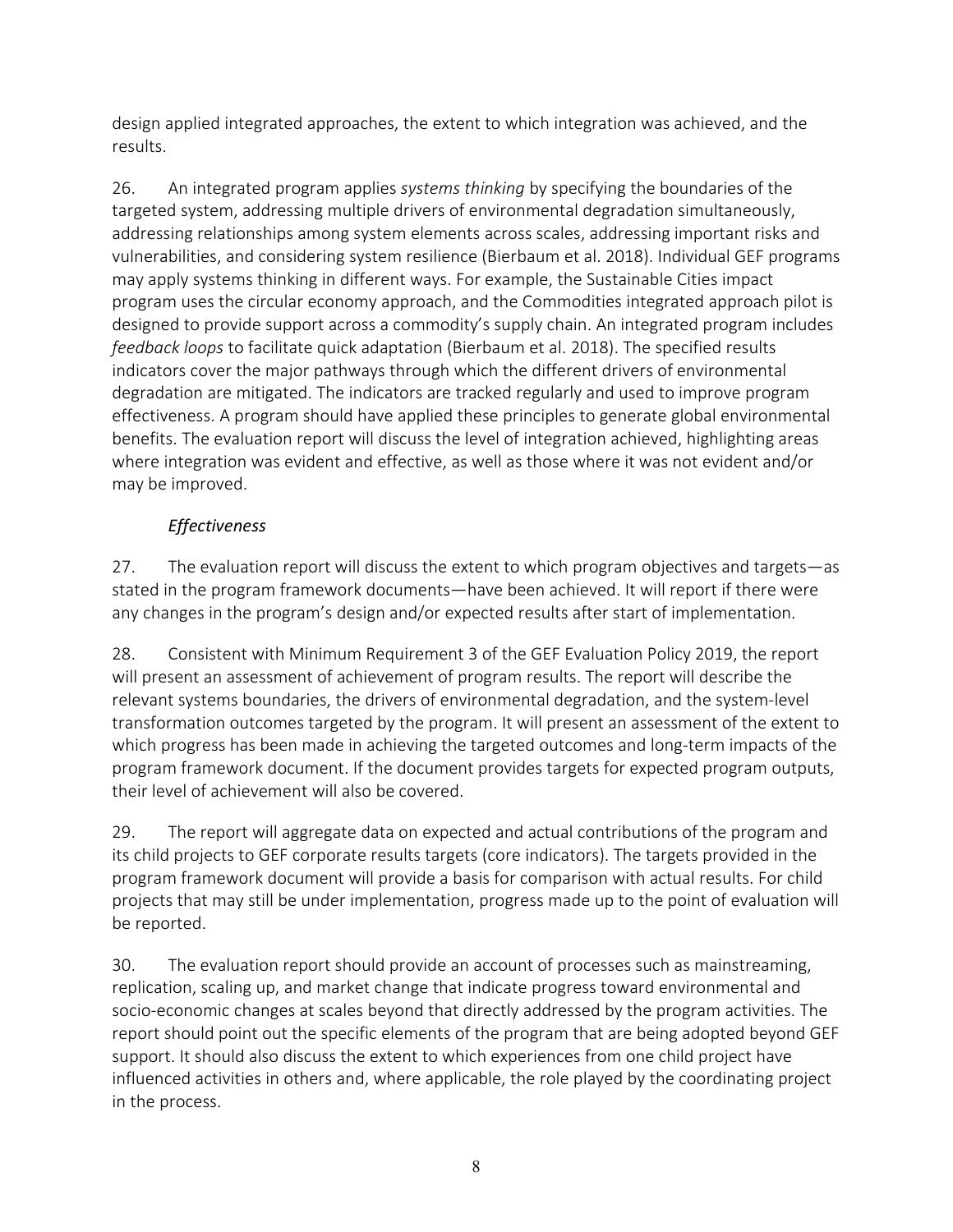design applied integrated approaches, the extent to which integration was achieved, and the results.

26. An integrated program applies *systems thinking* by specifying the boundaries of the targeted system, addressing multiple drivers of environmental degradation simultaneously, addressing relationships among system elements across scales, addressing important risks and vulnerabilities, and considering system resilience (Bierbaum et al. 2018). Individual GEF programs may apply systems thinking in different ways. For example, the Sustainable Cities impact program uses the circular economy approach, and the Commodities integrated approach pilot is designed to provide support across a commodity's supply chain. An integrated program includes *feedback loops* to facilitate quick adaptation (Bierbaum et al. 2018). The specified results indicators cover the major pathways through which the different drivers of environmental degradation are mitigated. The indicators are tracked regularly and used to improve program effectiveness. A program should have applied these principles to generate global environmental benefits. The evaluation report will discuss the level of integration achieved, highlighting areas where integration was evident and effective, as well as those where it was not evident and/or may be improved.

*Effectiveness*

27. The evaluation report will discuss the extent to which program objectives and targets—as stated in the program framework documents—have been achieved. It will report if there were any changes in the program's design and/or expected results after start of implementation.

28. Consistent with Minimum Requirement 3 of the GEF Evaluation Policy 2019, the report will present an assessment of achievement of program results. The report will describe the relevant systems boundaries, the drivers of environmental degradation, and the system-level transformation outcomes targeted by the program. It will present an assessment of the extent to which progress has been made in achieving the targeted outcomes and long-term impacts of the program framework document. If the document provides targets for expected program outputs, their level of achievement will also be covered.

29. The report will aggregate data on expected and actual contributions of the program and its child projects to GEF corporate results targets (core indicators). The targets provided in the program framework document will provide a basis for comparison with actual results. For child projects that may still be under implementation, progress made up to the point of evaluation will be reported.

30. The evaluation report should provide an account of processes such as mainstreaming, replication, scaling up, and market change that indicate progress toward environmental and socio-economic changes at scales beyond that directly addressed by the program activities. The report should point out the specific elements of the program that are being adopted beyond GEF support. It should also discuss the extent to which experiences from one child project have influenced activities in others and, where applicable, the role played by the coordinating project in the process.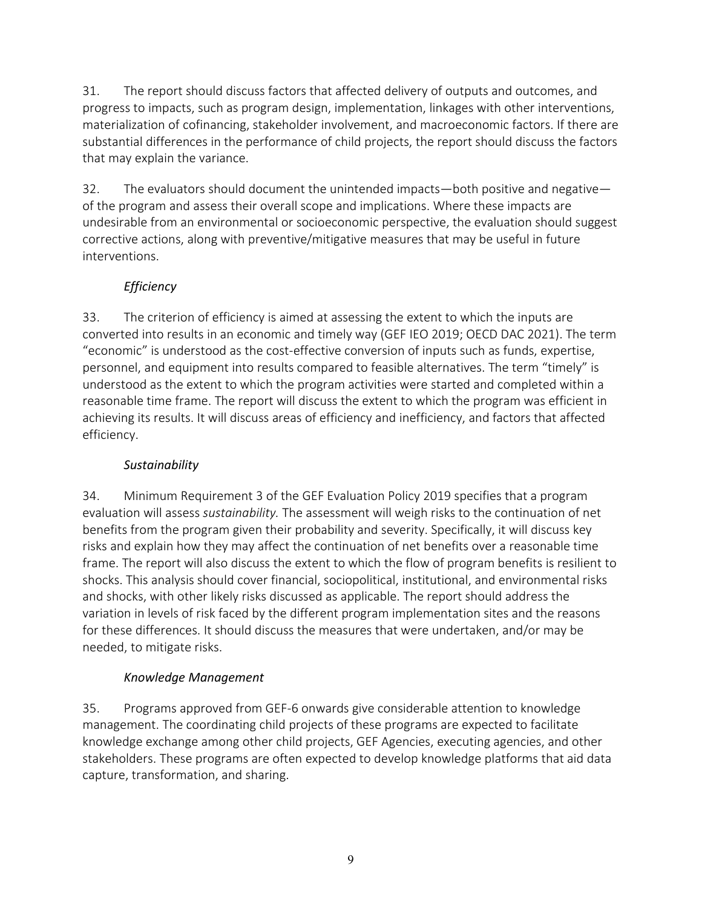31. The report should discuss factors that affected delivery of outputs and outcomes, and progress to impacts, such as program design, implementation, linkages with other interventions, materialization of cofinancing, stakeholder involvement, and macroeconomic factors. If there are substantial differences in the performance of child projects, the report should discuss the factors that may explain the variance.

32. The evaluators should document the unintended impacts—both positive and negative—of the program and assess their overall scope and implications. Where these impacts are undesirable from an environmental or socioeconomic perspective, the evaluation should suggest corrective actions, along with preventive/mitigative measures that may be useful in future interventions.

*Efficiency*

33. The criterion of efficiency is aimed at assessing the extent to which the inputs are converted into results in an economic and timely way (GEF IEO 2019; OECD DAC 2021). The term "economic" is understood as the cost-effective conversion of inputs such as funds, expertise, personnel, and equipment into results compared to feasible alternatives. The term "timely" is understood as the extent to which the program activities were started and completed within a reasonable time frame. The report will discuss the extent to which the program was efficient in achieving its results. It will discuss areas of efficiency and inefficiency, and factors that affected efficiency.

*Sustainability*

34. Minimum Requirement 3 of the GEF Evaluation Policy 2019 specifies that a program evaluation will assess *sustainability.* The assessment will weigh risks to the continuation of net benefits from the program given their probability and severity. Specifically, it will discuss key risks and explain how they may affect the continuation of net benefits over a reasonable time frame. The report will also discuss the extent to which the flow of program benefits is resilient to shocks. This analysis should cover financial, sociopolitical, institutional, and environmental risks and shocks, with other likely risks discussed as applicable. The report should address the variation in levels of risk faced by the different program implementation sites and the reasons for these differences. It should discuss the measures that were undertaken, and/or may be needed, to mitigate risks.

*Knowledge Management*

35. Programs approved from GEF-6 onwards give considerable attention to knowledge management. The coordinating child projects of these programs are expected to facilitate knowledge exchange among other child projects, GEF Agencies, executing agencies, and other stakeholders. These programs are often expected to develop knowledge platforms that aid data capture, transformation, and sharing.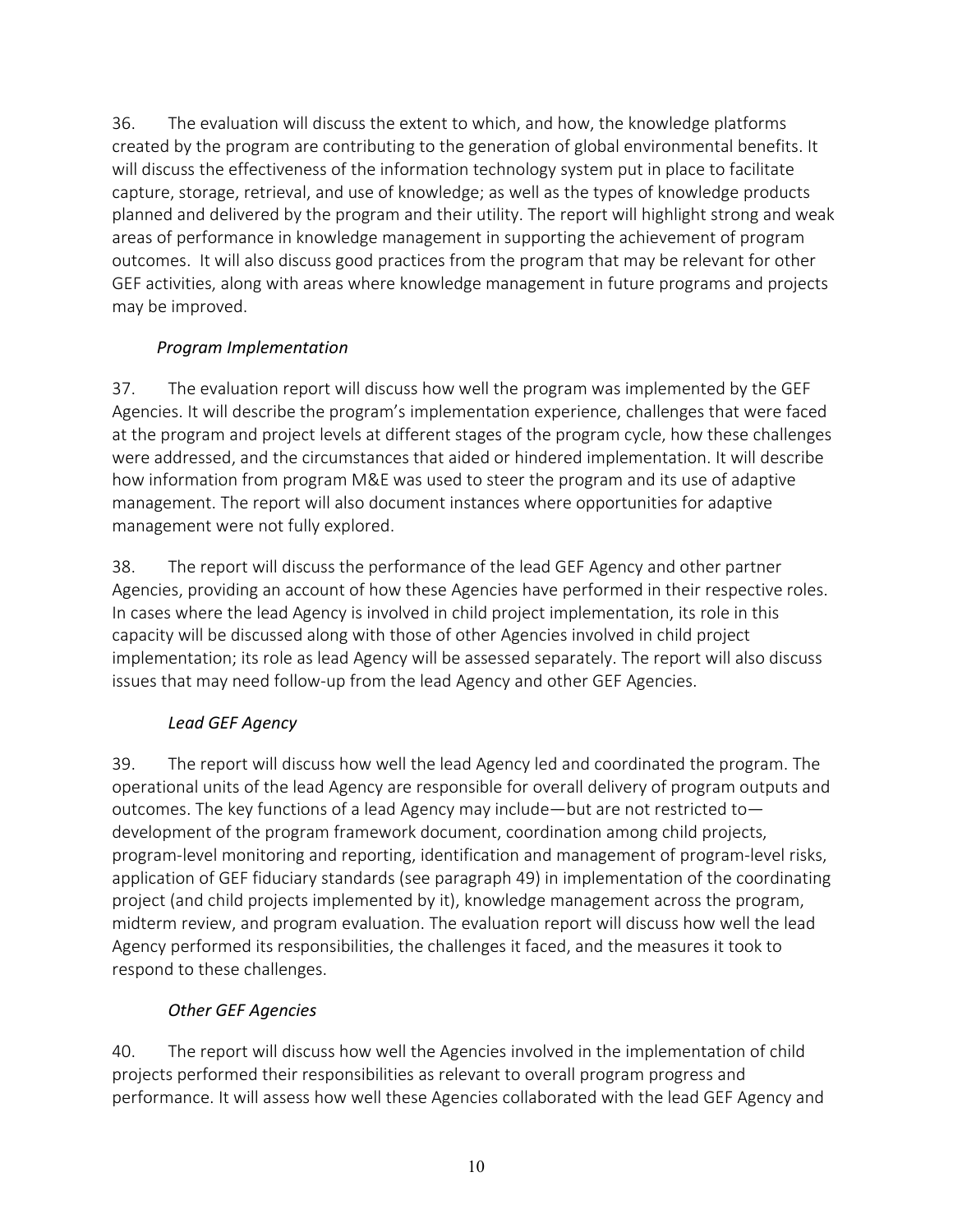36. The evaluation will discuss the extent to which, and how, the knowledge platforms created by the program are contributing to the generation of global environmental benefits. It will discuss the effectiveness of the information technology system put in place to facilitate capture, storage, retrieval, and use of knowledge; as well as the types of knowledge products planned and delivered by the program and their utility. The report will highlight strong and weak areas of performance in knowledge management in supporting the achievement of program outcomes. It will also discuss good practices from the program that may be relevant for other GEF activities, along with areas where knowledge management in future programs and projects may be improved.

*Program Implementation*

37. The evaluation report will discuss how well the program was implemented by the GEF Agencies. It will describe the program's implementation experience, challenges that were faced at the program and project levels at different stages of the program cycle, how these challenges were addressed, and the circumstances that aided or hindered implementation. It will describe how information from program M&E was used to steer the program and its use of adaptive management. The report will also document instances where opportunities for adaptive management were not fully explored.

38. The report will discuss the performance of the lead GEF Agency and other partner Agencies, providing an account of how these Agencies have performed in their respective roles. In cases where the lead Agency is involved in child project implementation, its role in this capacity will be discussed along with those of other Agencies involved in child project implementation; its role as lead Agency will be assessed separately. The report will also discuss issues that may need follow-up from the lead Agency and other GEF Agencies.

*Lead GEF Agency*

39. The report will discuss how well the lead Agency led and coordinated the program. The operational units of the lead Agency are responsible for overall delivery of program outputs and outcomes. The key functions of a lead Agency may include—but are not restricted to—development of the program framework document, coordination among child projects, program-level monitoring and reporting, identification and management of program-level risks, application of GEF fiduciary standards (see paragraph 49) in implementation of the coordinating project (and child projects implemented by it), knowledge management across the program, midterm review, and program evaluation. The evaluation report will discuss how well the lead Agency performed its responsibilities, the challenges it faced, and the measures it took to respond to these challenges.

*Other GEF Agencies*

40. The report will discuss how well the Agencies involved in the implementation of child projects performed their responsibilities as relevant to overall program progress and performance. It will assess how well these Agencies collaborated with the lead GEF Agency and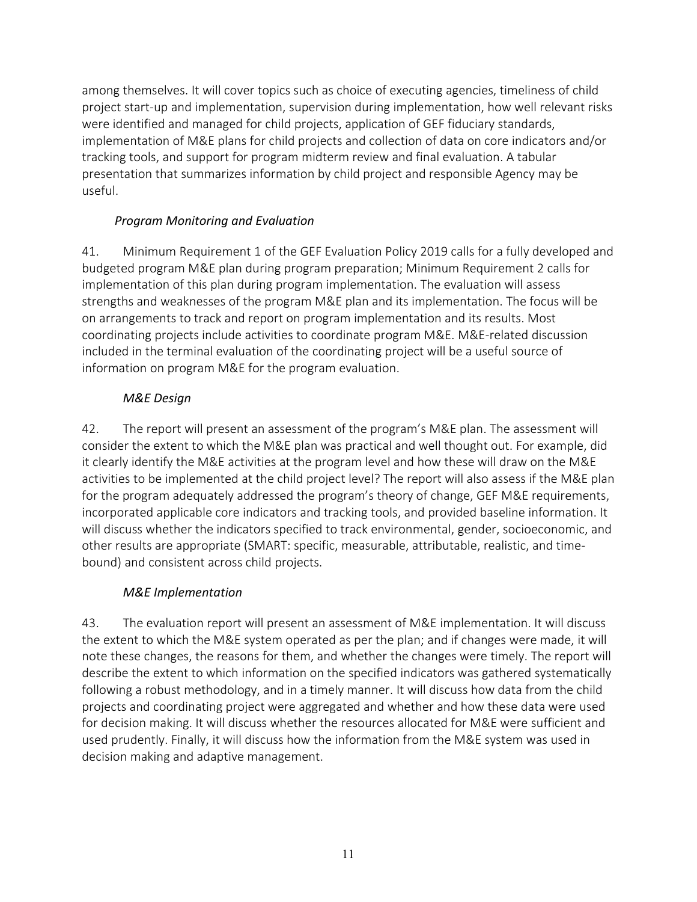among themselves. It will cover topics such as choice of executing agencies, timeliness of child project start-up and implementation, supervision during implementation, how well relevant risks were identified and managed for child projects, application of GEF fiduciary standards, implementation of M&E plans for child projects and collection of data on core indicators and/or tracking tools, and support for program midterm review and final evaluation. A tabular presentation that summarizes information by child project and responsible Agency may be useful.

*Program Monitoring and Evaluation*

41. Minimum Requirement 1 of the GEF Evaluation Policy 2019 calls for a fully developed and budgeted program M&E plan during program preparation; Minimum Requirement 2 calls for implementation of this plan during program implementation. The evaluation will assess strengths and weaknesses of the program M&E plan and its implementation. The focus will be on arrangements to track and report on program implementation and its results. Most coordinating projects include activities to coordinate program M&E. M&E-related discussion included in the terminal evaluation of the coordinating project will be a useful source of information on program M&E for the program evaluation.

*M&E Design*

42. The report will present an assessment of the program's M&E plan. The assessment will consider the extent to which the M&E plan was practical and well thought out. For example, did it clearly identify the M&E activities at the program level and how these will draw on the M&E activities to be implemented at the child project level? The report will also assess if the M&E plan for the program adequately addressed the program's theory of change, GEF M&E requirements, incorporated applicable core indicators and tracking tools, and provided baseline information. It will discuss whether the indicators specified to track environmental, gender, socioeconomic, and other results are appropriate (SMART: specific, measurable, attributable, realistic, and time-bound) and consistent across child projects.

*M&E Implementation*

43. The evaluation report will present an assessment of M&E implementation. It will discuss the extent to which the M&E system operated as per the plan; and if changes were made, it will note these changes, the reasons for them, and whether the changes were timely. The report will describe the extent to which information on the specified indicators was gathered systematically following a robust methodology, and in a timely manner. It will discuss how data from the child projects and coordinating project were aggregated and whether and how these data were used for decision making. It will discuss whether the resources allocated for M&E were sufficient and used prudently. Finally, it will discuss how the information from the M&E system was used in decision making and adaptive management.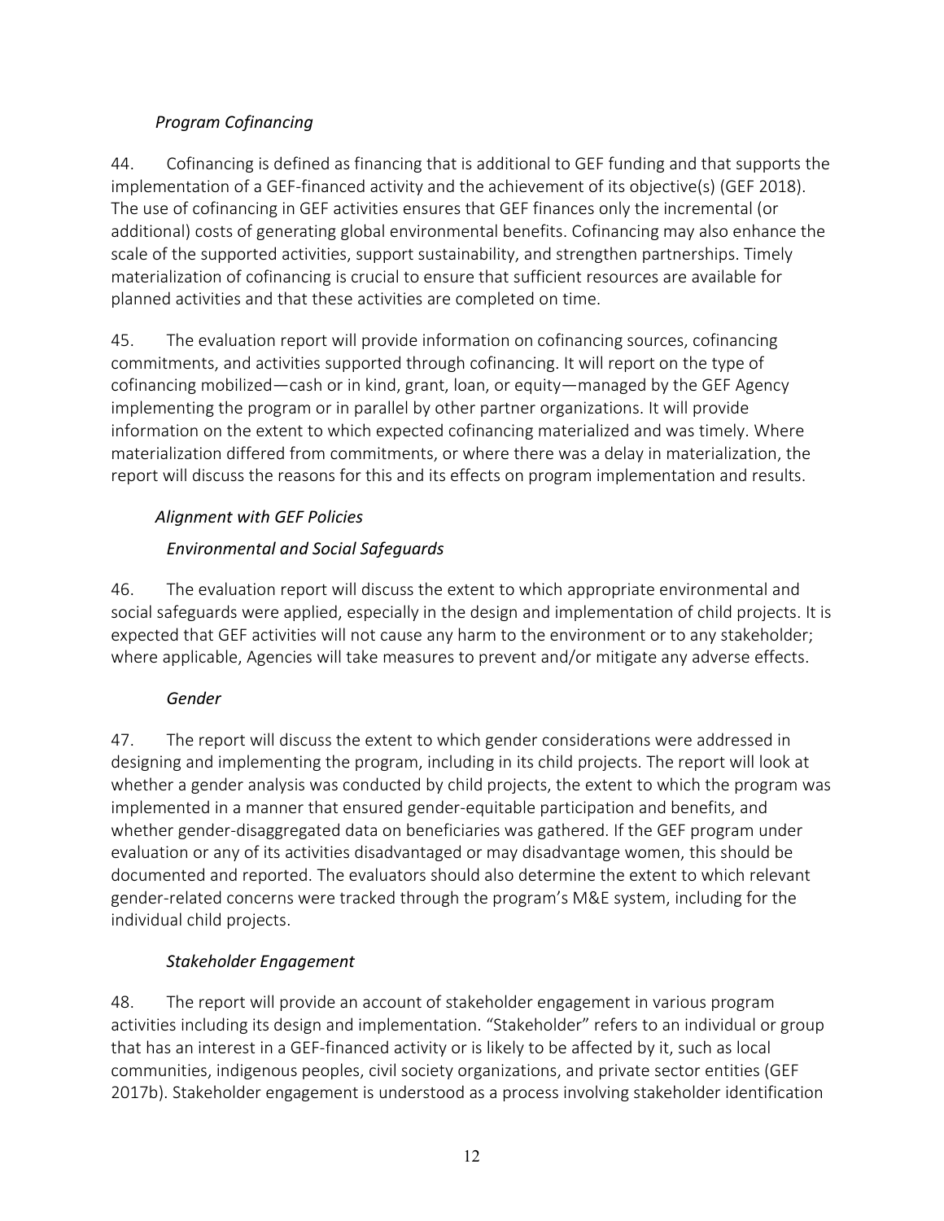*Program Cofinancing*

44. Cofinancing is defined as financing that is additional to GEF funding and that supports the implementation of a GEF-financed activity and the achievement of its objective(s) (GEF 2018). The use of cofinancing in GEF activities ensures that GEF finances only the incremental (or additional) costs of generating global environmental benefits. Cofinancing may also enhance the scale of the supported activities, support sustainability, and strengthen partnerships. Timely materialization of cofinancing is crucial to ensure that sufficient resources are available for planned activities and that these activities are completed on time.

45. The evaluation report will provide information on cofinancing sources, cofinancing commitments, and activities supported through cofinancing. It will report on the type of cofinancing mobilized—cash or in kind, grant, loan, or equity—managed by the GEF Agency implementing the program or in parallel by other partner organizations. It will provide information on the extent to which expected cofinancing materialized and was timely. Where materialization differed from commitments, or where there was a delay in materialization, the report will discuss the reasons for this and its effects on program implementation and results.

*Alignment with GEF Policies*

*Environmental and Social Safeguards*

46. The evaluation report will discuss the extent to which appropriate environmental and social safeguards were applied, especially in the design and implementation of child projects. It is expected that GEF activities will not cause any harm to the environment or to any stakeholder; where applicable, Agencies will take measures to prevent and/or mitigate any adverse effects.

*Gender*

47. The report will discuss the extent to which gender considerations were addressed in designing and implementing the program, including in its child projects. The report will look at whether a gender analysis was conducted by child projects, the extent to which the program was implemented in a manner that ensured gender-equitable participation and benefits, and whether gender-disaggregated data on beneficiaries was gathered. If the GEF program under evaluation or any of its activities disadvantaged or may disadvantage women, this should be documented and reported. The evaluators should also determine the extent to which relevant gender-related concerns were tracked through the program's M&E system, including for the individual child projects.

*Stakeholder Engagement*

48. The report will provide an account of stakeholder engagement in various program activities including its design and implementation. "Stakeholder" refers to an individual or group that has an interest in a GEF-financed activity or is likely to be affected by it, such as local communities, indigenous peoples, civil society organizations, and private sector entities (GEF 2017b). Stakeholder engagement is understood as a process involving stakeholder identification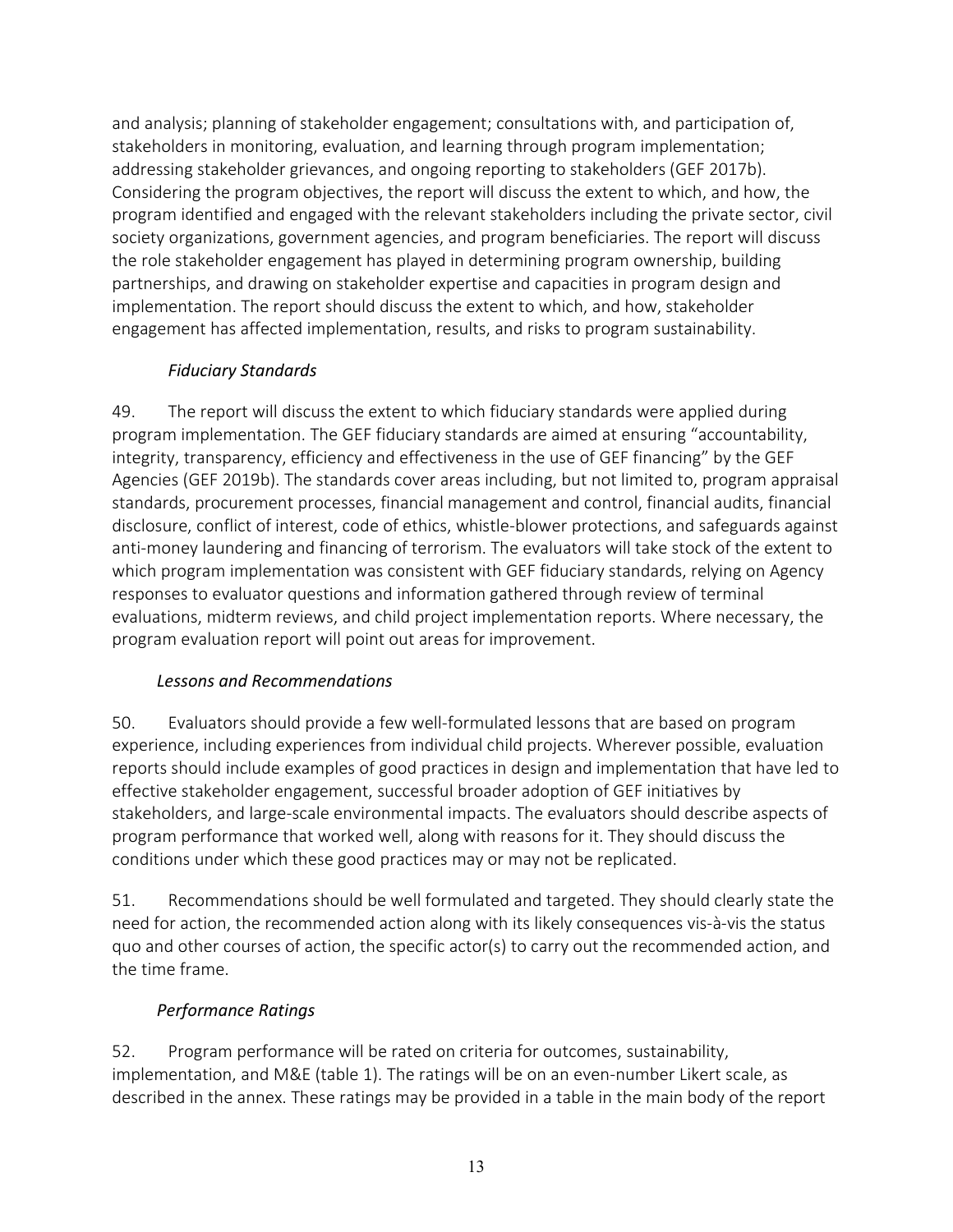and analysis; planning of stakeholder engagement; consultations with, and participation of, stakeholders in monitoring, evaluation, and learning through program implementation; addressing stakeholder grievances, and ongoing reporting to stakeholders (GEF 2017b). Considering the program objectives, the report will discuss the extent to which, and how, the program identified and engaged with the relevant stakeholders including the private sector, civil society organizations, government agencies, and program beneficiaries. The report will discuss the role stakeholder engagement has played in determining program ownership, building partnerships, and drawing on stakeholder expertise and capacities in program design and implementation. The report should discuss the extent to which, and how, stakeholder engagement has affected implementation, results, and risks to program sustainability.

*Fiduciary Standards*

49. The report will discuss the extent to which fiduciary standards were applied during program implementation. The GEF fiduciary standards are aimed at ensuring "accountability, integrity, transparency, efficiency and effectiveness in the use of GEF financing" by the GEF Agencies (GEF 2019b). The standards cover areas including, but not limited to, program appraisal standards, procurement processes, financial management and control, financial audits, financial disclosure, conflict of interest, code of ethics, whistle-blower protections, and safeguards against anti-money laundering and financing of terrorism. The evaluators will take stock of the extent to which program implementation was consistent with GEF fiduciary standards, relying on Agency responses to evaluator questions and information gathered through review of terminal evaluations, midterm reviews, and child project implementation reports. Where necessary, the program evaluation report will point out areas for improvement.

*Lessons and Recommendations*

50. Evaluators should provide a few well-formulated lessons that are based on program experience, including experiences from individual child projects. Wherever possible, evaluation reports should include examples of good practices in design and implementation that have led to effective stakeholder engagement, successful broader adoption of GEF initiatives by stakeholders, and large-scale environmental impacts. The evaluators should describe aspects of program performance that worked well, along with reasons for it. They should discuss the conditions under which these good practices may or may not be replicated.

51. Recommendations should be well formulated and targeted. They should clearly state the need for action, the recommended action along with its likely consequences vis-à-vis the status quo and other courses of action, the specific actor(s) to carry out the recommended action, and the time frame.

*Performance Ratings*

52. Program performance will be rated on criteria for outcomes, sustainability, implementation, and M&E (table 1). The ratings will be on an even-number Likert scale, as described in the annex. These ratings may be provided in a table in the main body of the report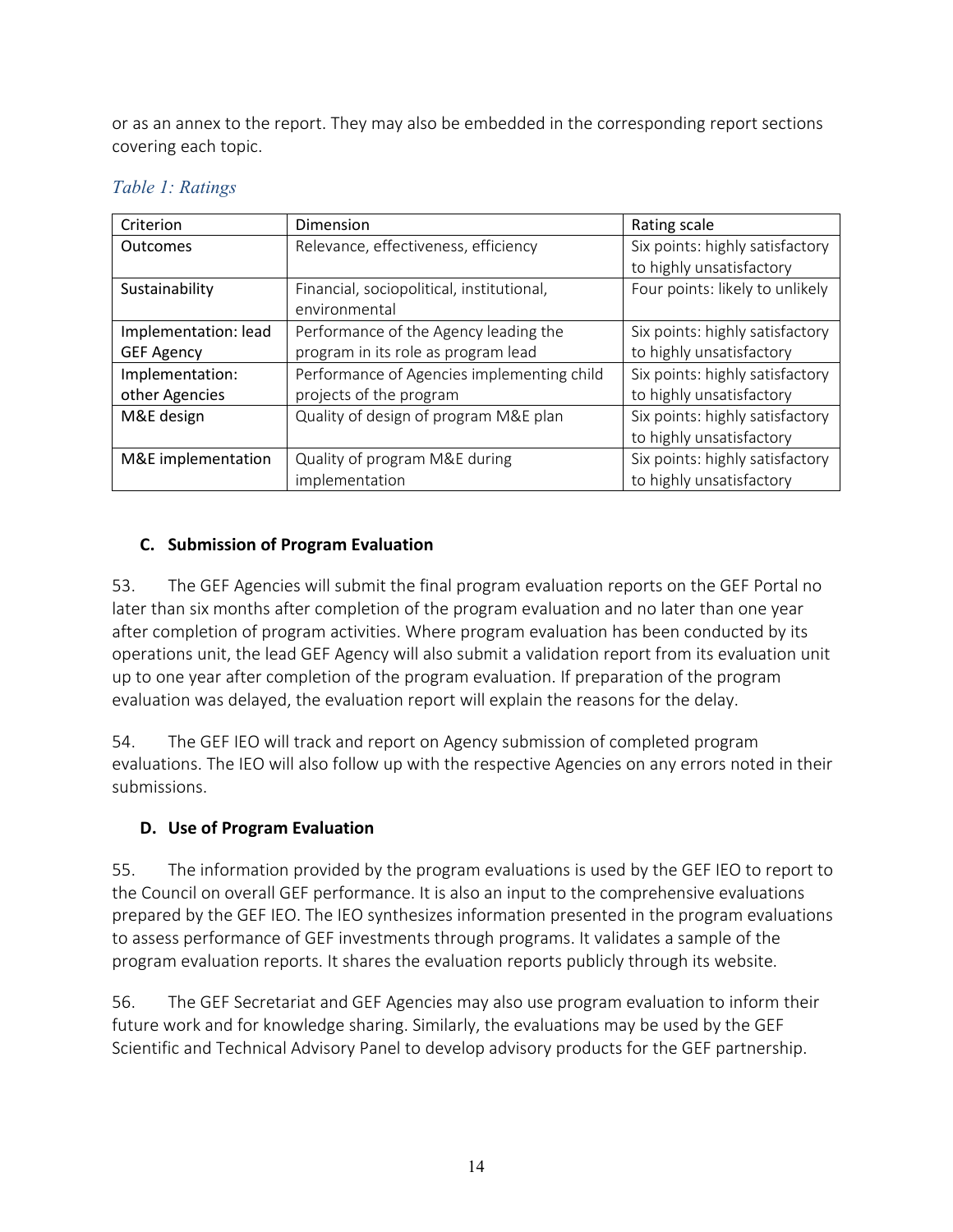or as an annex to the report. They may also be embedded in the corresponding report sections covering each topic.

*Table 1: Ratings*

| Criterion | Dimension | Rating scale |
| --- | --- | --- |
| Outcomes | Relevance, effectiveness, efficiency | Six points: highly satisfactory to highly unsatisfactory |
| Sustainability | Financial, sociopolitical, institutional, environmental | Four points: likely to unlikely |
| Implementation: lead GEF Agency | Performance of the Agency leading the program in its role as program lead | Six points: highly satisfactory to highly unsatisfactory |
| Implementation: other Agencies | Performance of Agencies implementing child projects of the program | Six points: highly satisfactory to highly unsatisfactory |
| M&E design | Quality of design of program M&E plan | Six points: highly satisfactory to highly unsatisfactory |
| M&E implementation | Quality of program M&E during implementation | Six points: highly satisfactory to highly unsatisfactory |

### C. Submission of Program Evaluation

53. The GEF Agencies will submit the final program evaluation reports on the GEF Portal no later than six months after completion of the program evaluation and no later than one year after completion of program activities. Where program evaluation has been conducted by its operations unit, the lead GEF Agency will also submit a validation report from its evaluation unit up to one year after completion of the program evaluation. If preparation of the program evaluation was delayed, the evaluation report will explain the reasons for the delay.

54. The GEF IEO will track and report on Agency submission of completed program evaluations. The IEO will also follow up with the respective Agencies on any errors noted in their submissions.

### D. Use of Program Evaluation

55. The information provided by the program evaluations is used by the GEF IEO to report to the Council on overall GEF performance. It is also an input to the comprehensive evaluations prepared by the GEF IEO. The IEO synthesizes information presented in the program evaluations to assess performance of GEF investments through programs. It validates a sample of the program evaluation reports. It shares the evaluation reports publicly through its website.

56. The GEF Secretariat and GEF Agencies may also use program evaluation to inform their future work and for knowledge sharing. Similarly, the evaluations may be used by the GEF Scientific and Technical Advisory Panel to develop advisory products for the GEF partnership.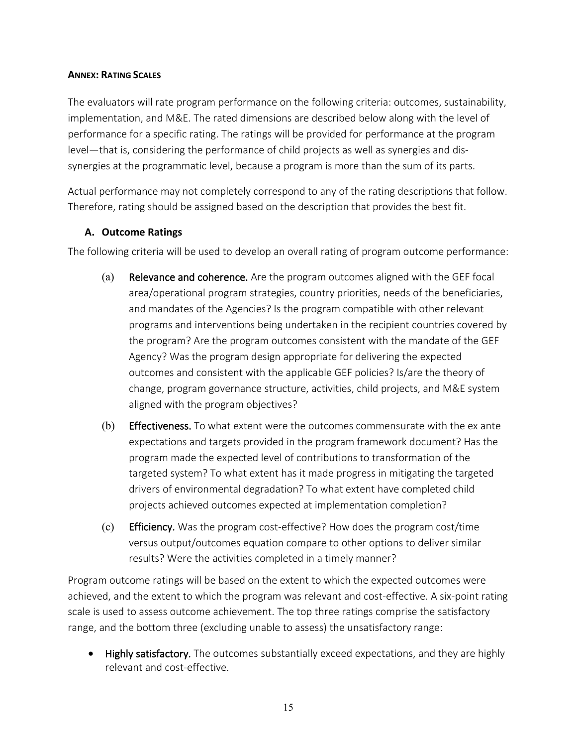#### **ANNEX: RATING SCALES**

The evaluators will rate program performance on the following criteria: outcomes, sustainability, implementation, and M&E. The rated dimensions are described below along with the level of performance for a specific rating. The ratings will be provided for performance at the program level—that is, considering the performance of child projects as well as synergies and dis-synergies at the programmatic level, because a program is more than the sum of its parts.

Actual performance may not completely correspond to any of the rating descriptions that follow. Therefore, rating should be assigned based on the description that provides the best fit.

### A. Outcome Ratings

The following criteria will be used to develop an overall rating of program outcome performance:

(a) **Relevance and coherence.** Are the program outcomes aligned with the GEF focal area/operational program strategies, country priorities, needs of the beneficiaries, and mandates of the Agencies? Is the program compatible with other relevant programs and interventions being undertaken in the recipient countries covered by the program? Are the program outcomes consistent with the mandate of the GEF Agency? Was the program design appropriate for delivering the expected outcomes and consistent with the applicable GEF policies? Is/are the theory of change, program governance structure, activities, child projects, and M&E system aligned with the program objectives?

(b) **Effectiveness.** To what extent were the outcomes commensurate with the ex ante expectations and targets provided in the program framework document? Has the program made the expected level of contributions to transformation of the targeted system? To what extent has it made progress in mitigating the targeted drivers of environmental degradation? To what extent have completed child projects achieved outcomes expected at implementation completion?

(c) **Efficiency.** Was the program cost-effective? How does the program cost/time versus output/outcomes equation compare to other options to deliver similar results? Were the activities completed in a timely manner?

Program outcome ratings will be based on the extent to which the expected outcomes were achieved, and the extent to which the program was relevant and cost-effective. A six-point rating scale is used to assess outcome achievement. The top three ratings comprise the satisfactory range, and the bottom three (excluding unable to assess) the unsatisfactory range:

- **Highly satisfactory.** The outcomes substantially exceed expectations, and they are highly relevant and cost-effective.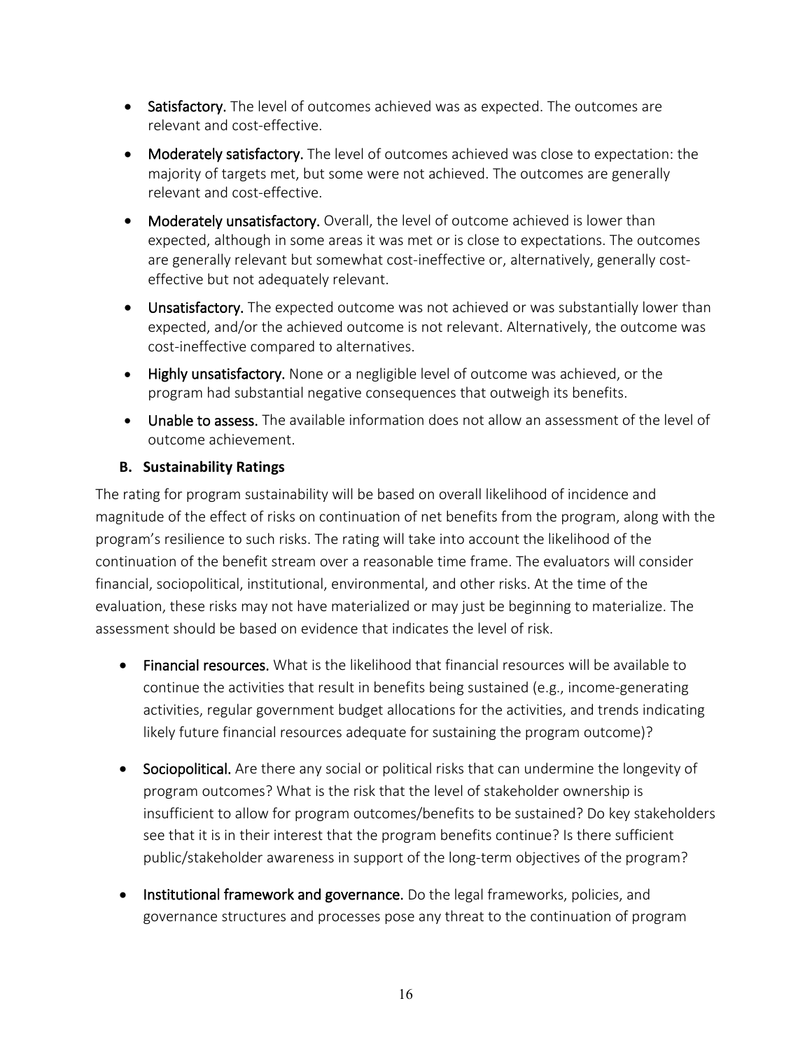- **Satisfactory.** The level of outcomes achieved was as expected. The outcomes are relevant and cost-effective.
- **Moderately satisfactory.** The level of outcomes achieved was close to expectation: the majority of targets met, but some were not achieved. The outcomes are generally relevant and cost-effective.
- **Moderately unsatisfactory.** Overall, the level of outcome achieved is lower than expected, although in some areas it was met or is close to expectations. The outcomes are generally relevant but somewhat cost-ineffective or, alternatively, generally cost-effective but not adequately relevant.
- **Unsatisfactory.** The expected outcome was not achieved or was substantially lower than expected, and/or the achieved outcome is not relevant. Alternatively, the outcome was cost-ineffective compared to alternatives.
- **Highly unsatisfactory.** None or a negligible level of outcome was achieved, or the program had substantial negative consequences that outweigh its benefits.
- **Unable to assess.** The available information does not allow an assessment of the level of outcome achievement.

### B. Sustainability Ratings

The rating for program sustainability will be based on overall likelihood of incidence and magnitude of the effect of risks on continuation of net benefits from the program, along with the program's resilience to such risks. The rating will take into account the likelihood of the continuation of the benefit stream over a reasonable time frame. The evaluators will consider financial, sociopolitical, institutional, environmental, and other risks. At the time of the evaluation, these risks may not have materialized or may just be beginning to materialize. The assessment should be based on evidence that indicates the level of risk.

- **Financial resources.** What is the likelihood that financial resources will be available to continue the activities that result in benefits being sustained (e.g., income-generating activities, regular government budget allocations for the activities, and trends indicating likely future financial resources adequate for sustaining the program outcome)?
- **Sociopolitical.** Are there any social or political risks that can undermine the longevity of program outcomes? What is the risk that the level of stakeholder ownership is insufficient to allow for program outcomes/benefits to be sustained? Do key stakeholders see that it is in their interest that the program benefits continue? Is there sufficient public/stakeholder awareness in support of the long-term objectives of the program?
- **Institutional framework and governance.** Do the legal frameworks, policies, and governance structures and processes pose any threat to the continuation of program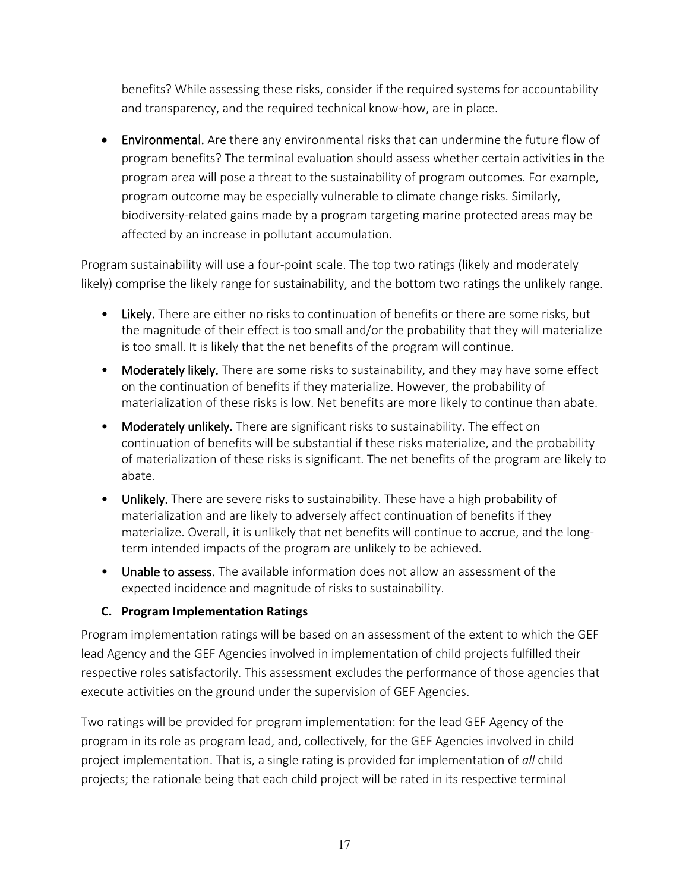benefits? While assessing these risks, consider if the required systems for accountability and transparency, and the required technical know-how, are in place.

- **Environmental.** Are there any environmental risks that can undermine the future flow of program benefits? The terminal evaluation should assess whether certain activities in the program area will pose a threat to the sustainability of program outcomes. For example, program outcome may be especially vulnerable to climate change risks. Similarly, biodiversity-related gains made by a program targeting marine protected areas may be affected by an increase in pollutant accumulation.

Program sustainability will use a four-point scale. The top two ratings (likely and moderately likely) comprise the likely range for sustainability, and the bottom two ratings the unlikely range.

- **Likely.** There are either no risks to continuation of benefits or there are some risks, but the magnitude of their effect is too small and/or the probability that they will materialize is too small. It is likely that the net benefits of the program will continue.
- **Moderately likely.** There are some risks to sustainability, and they may have some effect on the continuation of benefits if they materialize. However, the probability of materialization of these risks is low. Net benefits are more likely to continue than abate.
- **Moderately unlikely.** There are significant risks to sustainability. The effect on continuation of benefits will be substantial if these risks materialize, and the probability of materialization of these risks is significant. The net benefits of the program are likely to abate.
- **Unlikely.** There are severe risks to sustainability. These have a high probability of materialization and are likely to adversely affect continuation of benefits if they materialize. Overall, it is unlikely that net benefits will continue to accrue, and the long-term intended impacts of the program are unlikely to be achieved.
- **Unable to assess.** The available information does not allow an assessment of the expected incidence and magnitude of risks to sustainability.

### C. Program Implementation Ratings

Program implementation ratings will be based on an assessment of the extent to which the GEF lead Agency and the GEF Agencies involved in implementation of child projects fulfilled their respective roles satisfactorily. This assessment excludes the performance of those agencies that execute activities on the ground under the supervision of GEF Agencies.

Two ratings will be provided for program implementation: for the lead GEF Agency of the program in its role as program lead, and, collectively, for the GEF Agencies involved in child project implementation. That is, a single rating is provided for implementation of *all* child projects; the rationale being that each child project will be rated in its respective terminal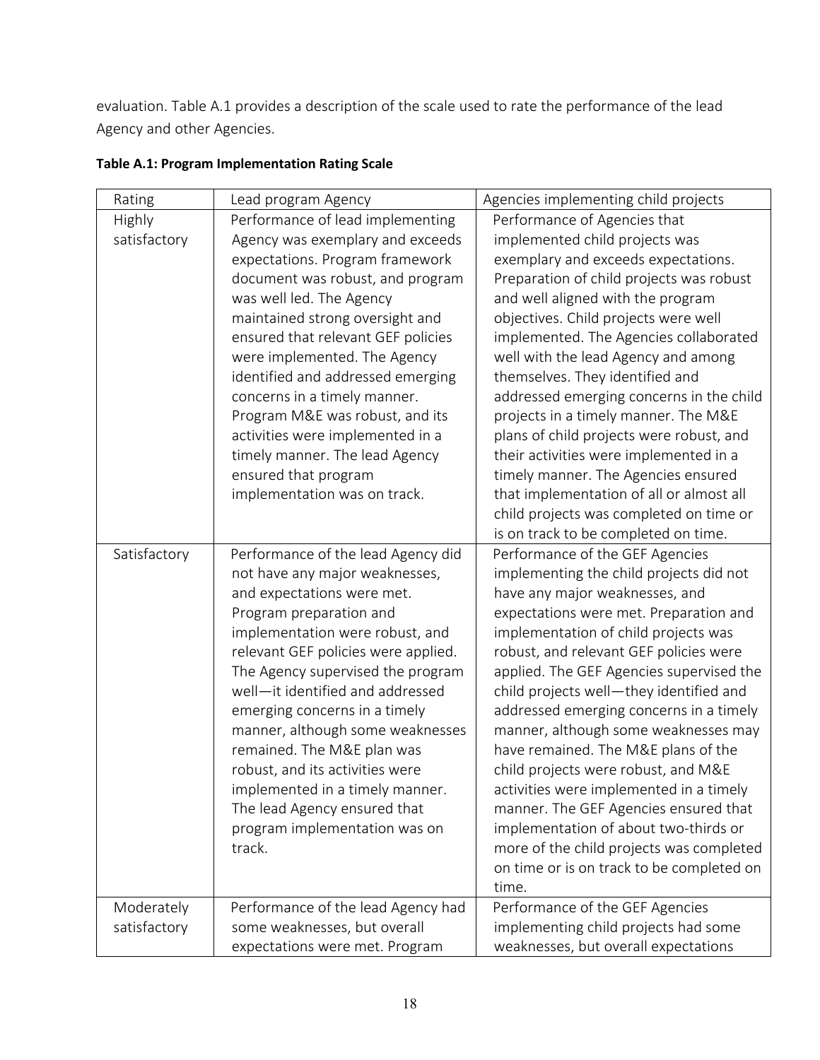evaluation. Table A.1 provides a description of the scale used to rate the performance of the lead Agency and other Agencies.

**Table A.1: Program Implementation Rating Scale**

| Rating | Lead program Agency | Agencies implementing child projects |
|---|---|---|
| Highly satisfactory | Performance of lead implementing Agency was exemplary and exceeds expectations. Program framework document was robust, and program was well led. The Agency maintained strong oversight and ensured that relevant GEF policies were implemented. The Agency identified and addressed emerging concerns in a timely manner. Program M&E was robust, and its activities were implemented in a timely manner. The lead Agency ensured that program implementation was on track. | Performance of Agencies that implemented child projects was exemplary and exceeds expectations. Preparation of child projects was robust and well aligned with the program objectives. Child projects were well implemented. The Agencies collaborated well with the lead Agency and among themselves. They identified and addressed emerging concerns in the child projects in a timely manner. The M&E plans of child projects were robust, and their activities were implemented in a timely manner. The Agencies ensured that implementation of all or almost all child projects was completed on time or is on track to be completed on time. |
| Satisfactory | Performance of the lead Agency did not have any major weaknesses, and expectations were met. Program preparation and implementation were robust, and relevant GEF policies were applied. The Agency supervised the program well—it identified and addressed emerging concerns in a timely manner, although some weaknesses remained. The M&E plan was robust, and its activities were implemented in a timely manner. The lead Agency ensured that program implementation was on track. | Performance of the GEF Agencies implementing the child projects did not have any major weaknesses, and expectations were met. Preparation and implementation of child projects was robust, and relevant GEF policies were applied. The GEF Agencies supervised the child projects well—they identified and addressed emerging concerns in a timely manner, although some weaknesses may have remained. The M&E plans of the child projects were robust, and M&E activities were implemented in a timely manner. The GEF Agencies ensured that implementation of about two-thirds or more of the child projects was completed on time or is on track to be completed on time. |
| Moderately satisfactory | Performance of the lead Agency had some weaknesses, but overall expectations were met. Program | Performance of the GEF Agencies implementing child projects had some weaknesses, but overall expectations |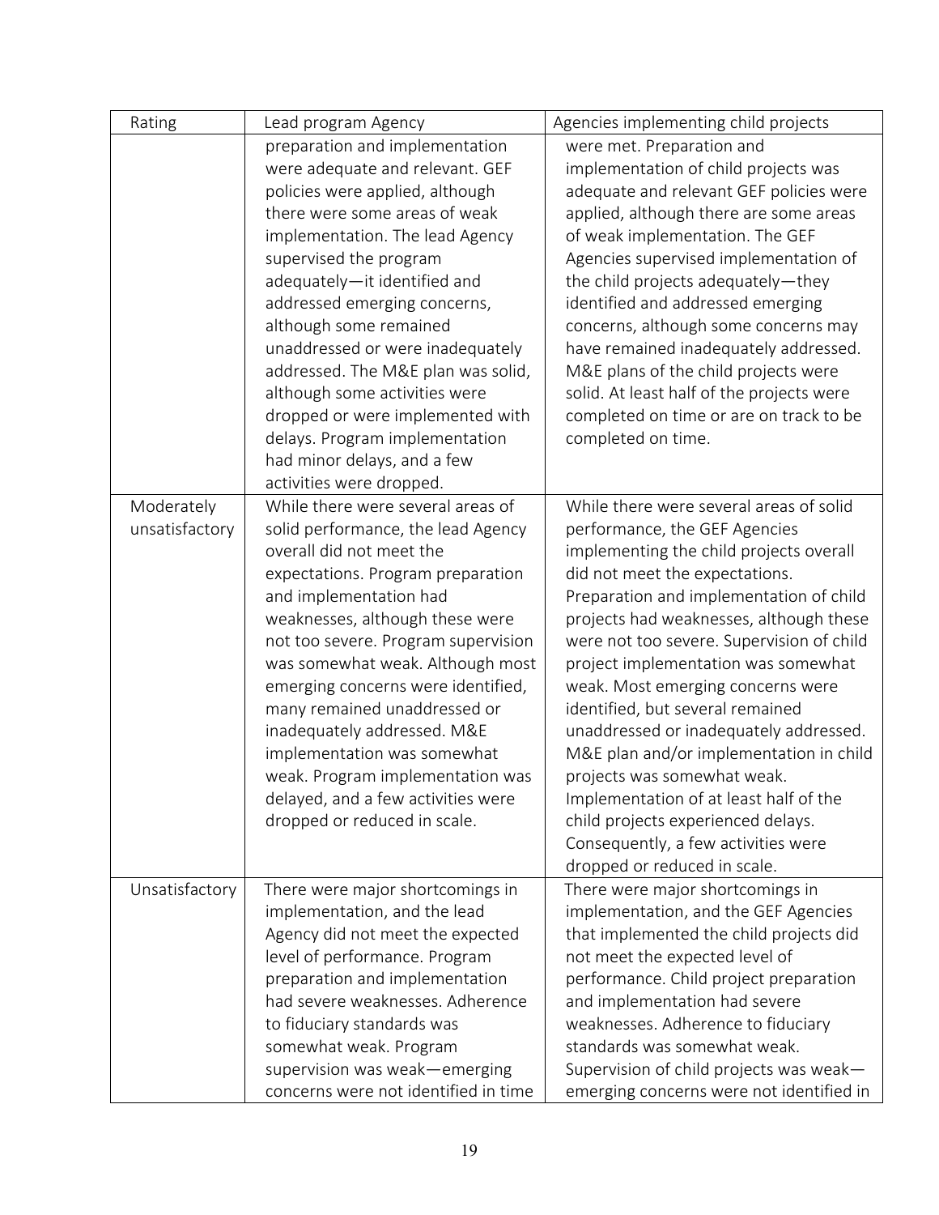| Rating | Lead program Agency | Agencies implementing child projects |
|---|---|---|
| | preparation and implementation were adequate and relevant. GEF policies were applied, although there were some areas of weak implementation. The lead Agency supervised the program adequately—it identified and addressed emerging concerns, although some remained unaddressed or were inadequately addressed. The M&E plan was solid, although some activities were dropped or were implemented with delays. Program implementation had minor delays, and a few activities were dropped. | were met. Preparation and implementation of child projects was adequate and relevant GEF policies were applied, although there are some areas of weak implementation. The GEF Agencies supervised implementation of the child projects adequately—they identified and addressed emerging concerns, although some concerns may have remained inadequately addressed. M&E plans of the child projects were solid. At least half of the projects were completed on time or are on track to be completed on time. |
| Moderately unsatisfactory | While there were several areas of solid performance, the lead Agency overall did not meet the expectations. Program preparation and implementation had weaknesses, although these were not too severe. Program supervision was somewhat weak. Although most emerging concerns were identified, many remained unaddressed or inadequately addressed. M&E implementation was somewhat weak. Program implementation was delayed, and a few activities were dropped or reduced in scale. | While there were several areas of solid performance, the GEF Agencies implementing the child projects overall did not meet the expectations. Preparation and implementation of child projects had weaknesses, although these were not too severe. Supervision of child project implementation was somewhat weak. Most emerging concerns were identified, but several remained unaddressed or inadequately addressed. M&E plan and/or implementation in child projects was somewhat weak. Implementation of at least half of the child projects experienced delays. Consequently, a few activities were dropped or reduced in scale. |
| Unsatisfactory | There were major shortcomings in implementation, and the lead Agency did not meet the expected level of performance. Program preparation and implementation had severe weaknesses. Adherence to fiduciary standards was somewhat weak. Program supervision was weak—emerging concerns were not identified in time | There were major shortcomings in implementation, and the GEF Agencies that implemented the child projects did not meet the expected level of performance. Child project preparation and implementation had severe weaknesses. Adherence to fiduciary standards was somewhat weak. Supervision of child projects was weak—emerging concerns were not identified in |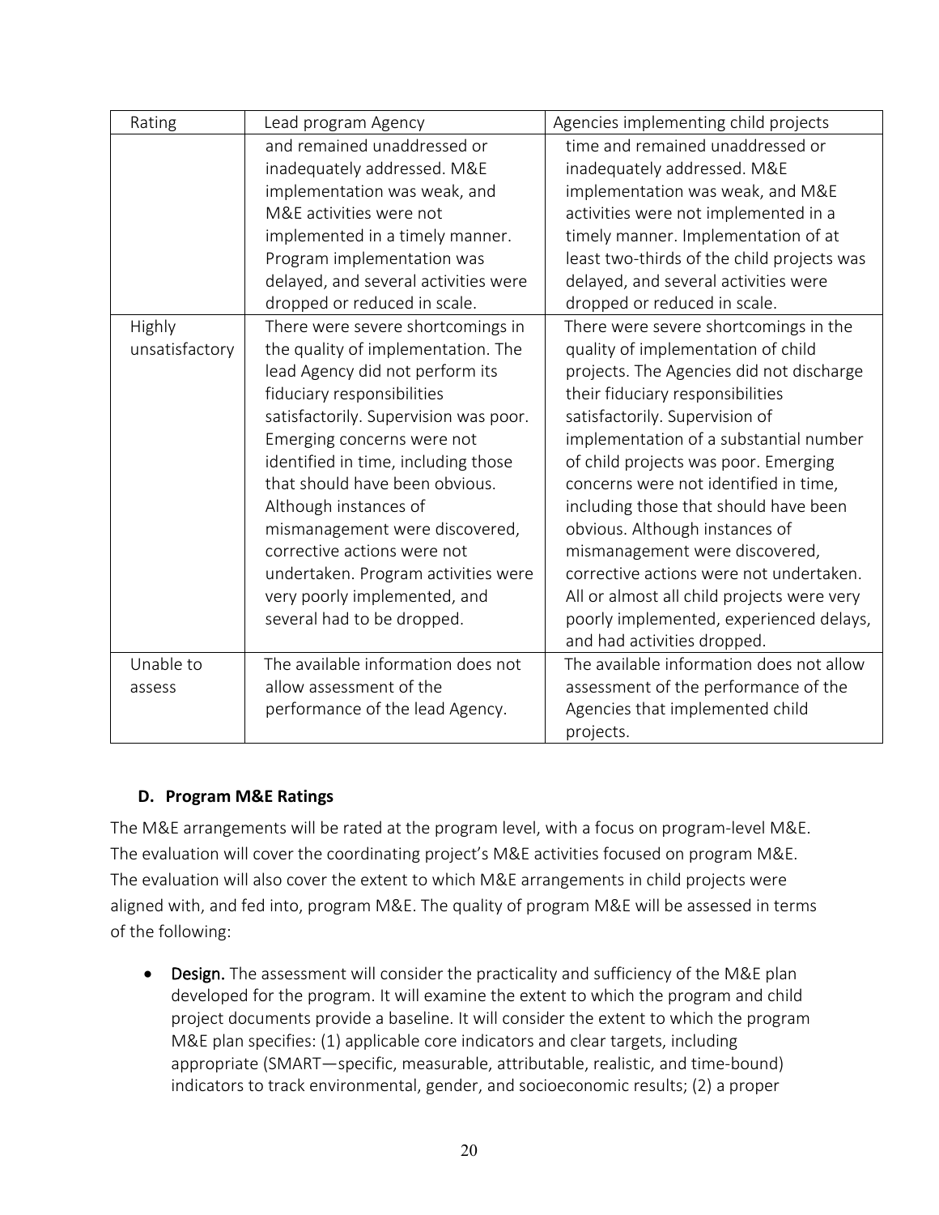| Rating | Lead program Agency | Agencies implementing child projects |
|---|---|---|
| | and remained unaddressed or inadequately addressed. M&E implementation was weak, and M&E activities were not implemented in a timely manner. Program implementation was delayed, and several activities were dropped or reduced in scale. | time and remained unaddressed or inadequately addressed. M&E implementation was weak, and M&E activities were not implemented in a timely manner. Implementation of at least two-thirds of the child projects was delayed, and several activities were dropped or reduced in scale. |
| Highly unsatisfactory | There were severe shortcomings in the quality of implementation. The lead Agency did not perform its fiduciary responsibilities satisfactorily. Supervision was poor. Emerging concerns were not identified in time, including those that should have been obvious. Although instances of mismanagement were discovered, corrective actions were not undertaken. Program activities were very poorly implemented, and several had to be dropped. | There were severe shortcomings in the quality of implementation of child projects. The Agencies did not discharge their fiduciary responsibilities satisfactorily. Supervision of implementation of a substantial number of child projects was poor. Emerging concerns were not identified in time, including those that should have been obvious. Although instances of mismanagement were discovered, corrective actions were not undertaken. All or almost all child projects were very poorly implemented, experienced delays, and had activities dropped. |
| Unable to assess | The available information does not allow assessment of the performance of the lead Agency. | The available information does not allow assessment of the performance of the Agencies that implemented child projects. |

### D. Program M&E Ratings

The M&E arrangements will be rated at the program level, with a focus on program-level M&E. The evaluation will cover the coordinating project's M&E activities focused on program M&E. The evaluation will also cover the extent to which M&E arrangements in child projects were aligned with, and fed into, program M&E. The quality of program M&E will be assessed in terms of the following:

- **Design.** The assessment will consider the practicality and sufficiency of the M&E plan developed for the program. It will examine the extent to which the program and child project documents provide a baseline. It will consider the extent to which the program M&E plan specifies: (1) applicable core indicators and clear targets, including appropriate (SMART—specific, measurable, attributable, realistic, and time-bound) indicators to track environmental, gender, and socioeconomic results; (2) a proper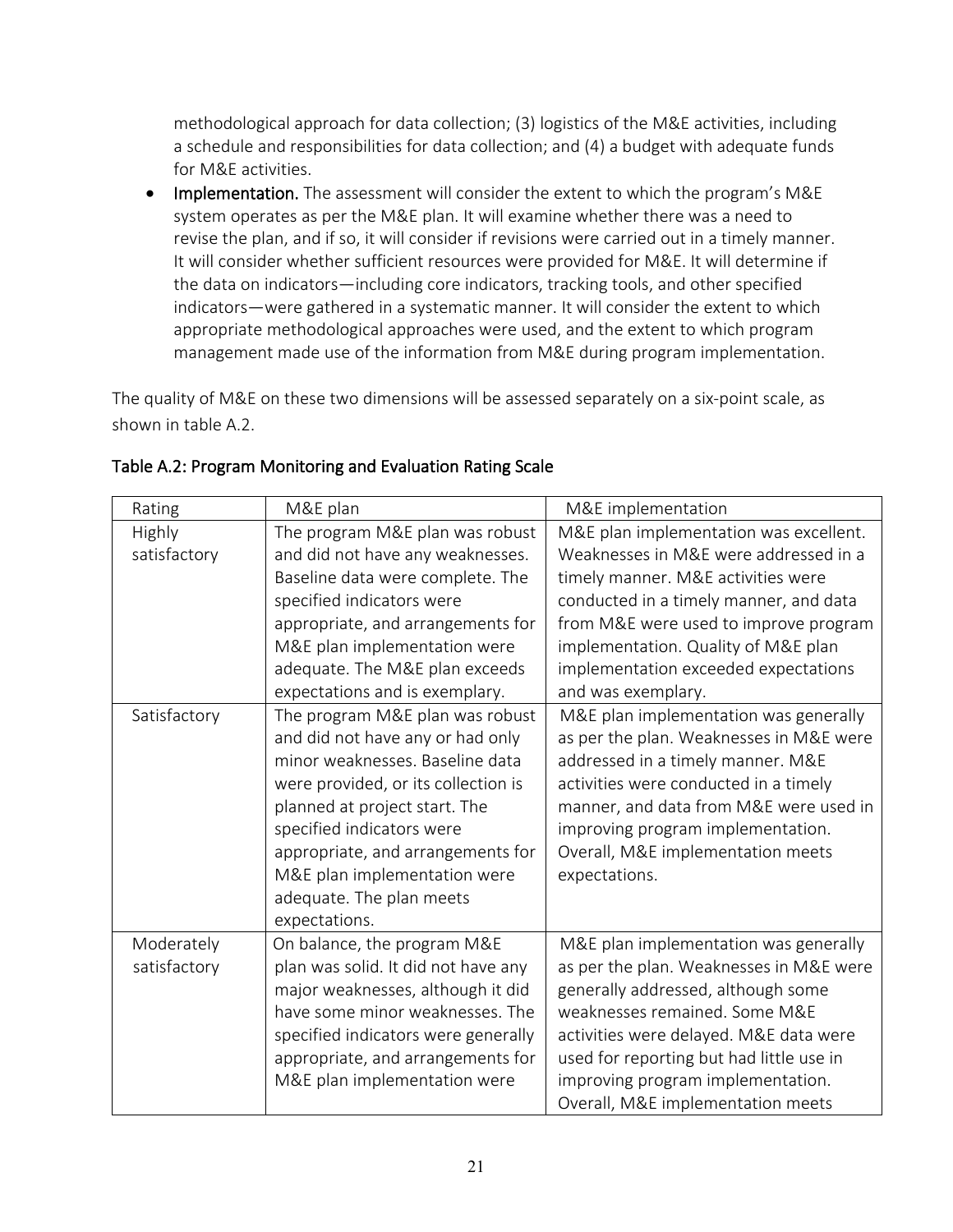methodological approach for data collection; (3) logistics of the M&E activities, including a schedule and responsibilities for data collection; and (4) a budget with adequate funds for M&E activities.

- **Implementation.** The assessment will consider the extent to which the program's M&E system operates as per the M&E plan. It will examine whether there was a need to revise the plan, and if so, it will consider if revisions were carried out in a timely manner. It will consider whether sufficient resources were provided for M&E. It will determine if the data on indicators—including core indicators, tracking tools, and other specified indicators—were gathered in a systematic manner. It will consider the extent to which appropriate methodological approaches were used, and the extent to which program management made use of the information from M&E during program implementation.

The quality of M&E on these two dimensions will be assessed separately on a six-point scale, as shown in table A.2.

### Table A.2: Program Monitoring and Evaluation Rating Scale

| Rating | M&E plan | M&E implementation |
|---|---|---|
| Highly satisfactory | The program M&E plan was robust and did not have any weaknesses. Baseline data were complete. The specified indicators were appropriate, and arrangements for M&E plan implementation were adequate. The M&E plan exceeds expectations and is exemplary. | M&E plan implementation was excellent. Weaknesses in M&E were addressed in a timely manner. M&E activities were conducted in a timely manner, and data from M&E were used to improve program implementation. Quality of M&E plan implementation exceeded expectations and was exemplary. |
| Satisfactory | The program M&E plan was robust and did not have any or had only minor weaknesses. Baseline data were provided, or its collection is planned at project start. The specified indicators were appropriate, and arrangements for M&E plan implementation were adequate. The plan meets expectations. | M&E plan implementation was generally as per the plan. Weaknesses in M&E were addressed in a timely manner. M&E activities were conducted in a timely manner, and data from M&E were used in improving program implementation. Overall, M&E implementation meets expectations. |
| Moderately satisfactory | On balance, the program M&E plan was solid. It did not have any major weaknesses, although it did have some minor weaknesses. The specified indicators were generally appropriate, and arrangements for M&E plan implementation were | M&E plan implementation was generally as per the plan. Weaknesses in M&E were generally addressed, although some weaknesses remained. Some M&E activities were delayed. M&E data were used for reporting but had little use in improving program implementation. Overall, M&E implementation meets |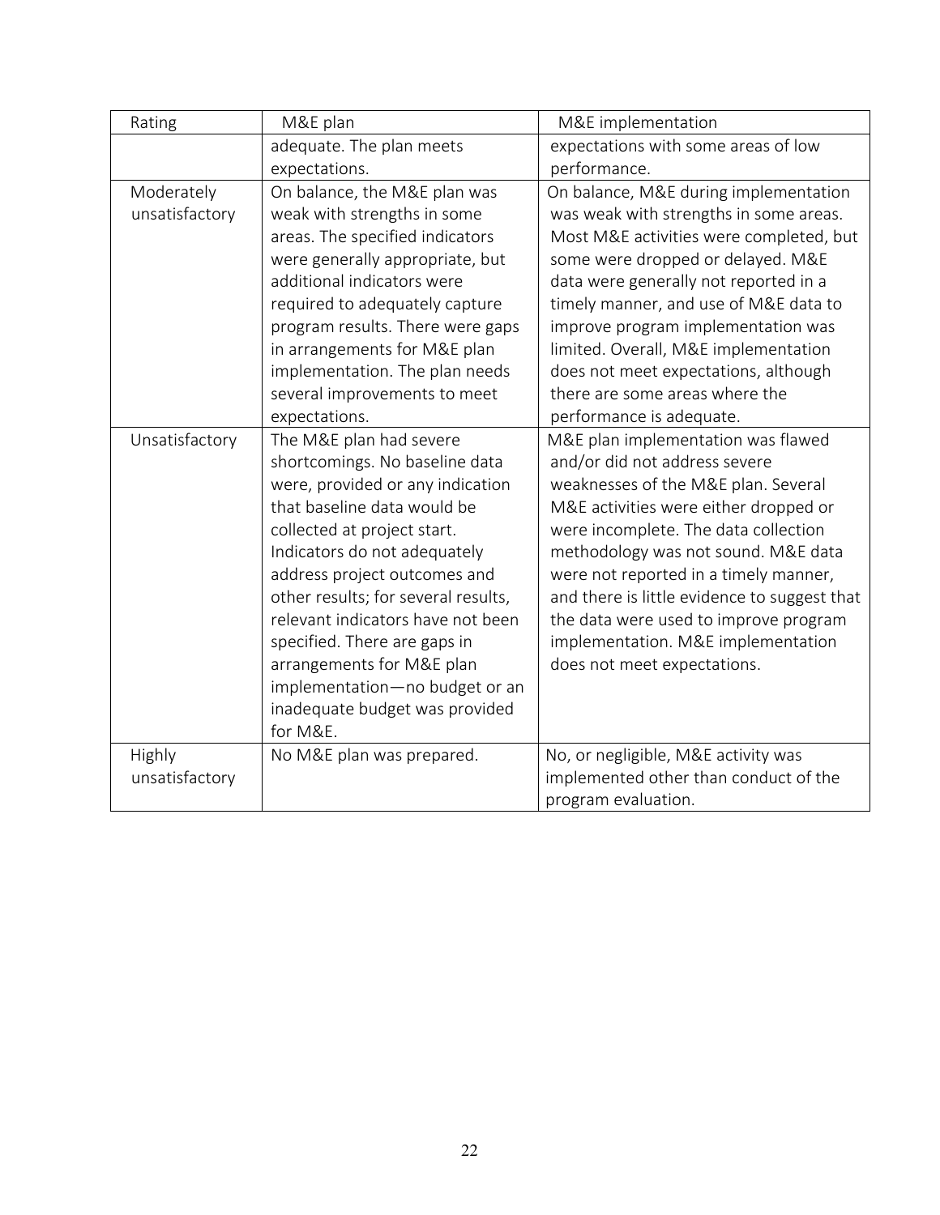| Rating | M&E plan | M&E implementation |
|---|---|---|
| | adequate. The plan meets expectations. | expectations with some areas of low performance. |
| Moderately unsatisfactory | On balance, the M&E plan was weak with strengths in some areas. The specified indicators were generally appropriate, but additional indicators were required to adequately capture program results. There were gaps in arrangements for M&E plan implementation. The plan needs several improvements to meet expectations. | On balance, M&E during implementation was weak with strengths in some areas. Most M&E activities were completed, but some were dropped or delayed. M&E data were generally not reported in a timely manner, and use of M&E data to improve program implementation was limited. Overall, M&E implementation does not meet expectations, although there are some areas where the performance is adequate. |
| Unsatisfactory | The M&E plan had severe shortcomings. No baseline data were, provided or any indication that baseline data would be collected at project start. Indicators do not adequately address project outcomes and other results; for several results, relevant indicators have not been specified. There are gaps in arrangements for M&E plan implementation—no budget or an inadequate budget was provided for M&E. | M&E plan implementation was flawed and/or did not address severe weaknesses of the M&E plan. Several M&E activities were either dropped or were incomplete. The data collection methodology was not sound. M&E data were not reported in a timely manner, and there is little evidence to suggest that the data were used to improve program implementation. M&E implementation does not meet expectations. |
| Highly unsatisfactory | No M&E plan was prepared. | No, or negligible, M&E activity was implemented other than conduct of the program evaluation. |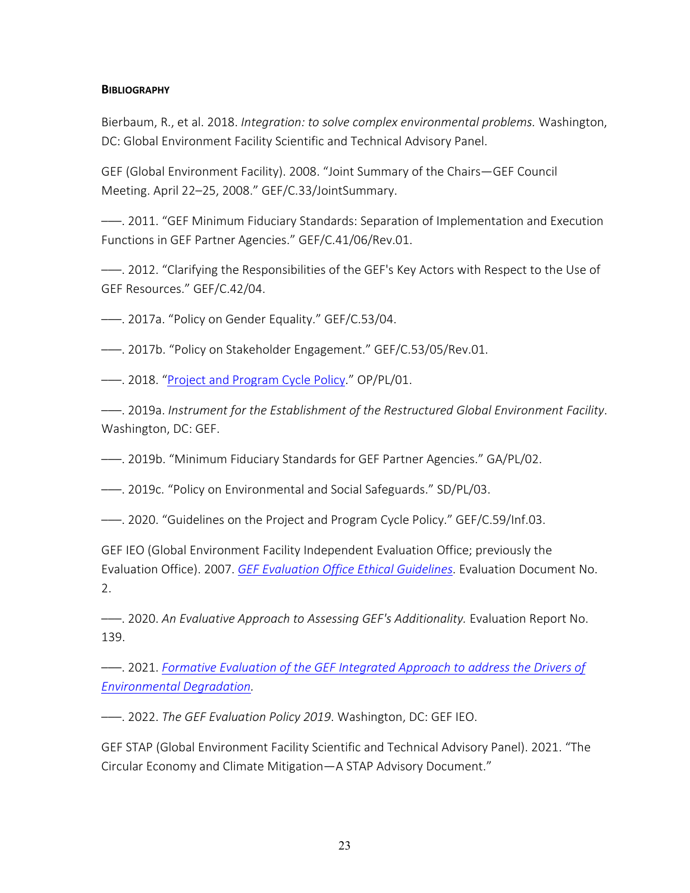**Bibliography**

Bierbaum, R., et al. 2018. *Integration: to solve complex environmental problems.* Washington, DC: Global Environment Facility Scientific and Technical Advisory Panel.

GEF (Global Environment Facility). 2008. "Joint Summary of the Chairs—GEF Council Meeting. April 22–25, 2008." GEF/C.33/JointSummary.

——. 2011. "GEF Minimum Fiduciary Standards: Separation of Implementation and Execution Functions in GEF Partner Agencies." GEF/C.41/06/Rev.01.

——. 2012. "Clarifying the Responsibilities of the GEF's Key Actors with Respect to the Use of GEF Resources." GEF/C.42/04.

——. 2017a. "Policy on Gender Equality." GEF/C.53/04.

——. 2017b. "Policy on Stakeholder Engagement." GEF/C.53/05/Rev.01.

——. 2018. "Project and Program Cycle Policy." OP/PL/01.

——. 2019a. *Instrument for the Establishment of the Restructured Global Environment Facility*. Washington, DC: GEF.

——. 2019b. "Minimum Fiduciary Standards for GEF Partner Agencies." GA/PL/02.

——. 2019c. "Policy on Environmental and Social Safeguards." SD/PL/03.

——. 2020. "Guidelines on the Project and Program Cycle Policy." GEF/C.59/Inf.03.

GEF IEO (Global Environment Facility Independent Evaluation Office; previously the Evaluation Office). 2007. *GEF Evaluation Office Ethical Guidelines*. Evaluation Document No. 2.

——. 2020. *An Evaluative Approach to Assessing GEF's Additionality.* Evaluation Report No. 139.

——. 2021. *Formative Evaluation of the GEF Integrated Approach to address the Drivers of Environmental Degradation*.

——. 2022. *The GEF Evaluation Policy 2019*. Washington, DC: GEF IEO.

GEF STAP (Global Environment Facility Scientific and Technical Advisory Panel). 2021. "The Circular Economy and Climate Mitigation—A STAP Advisory Document."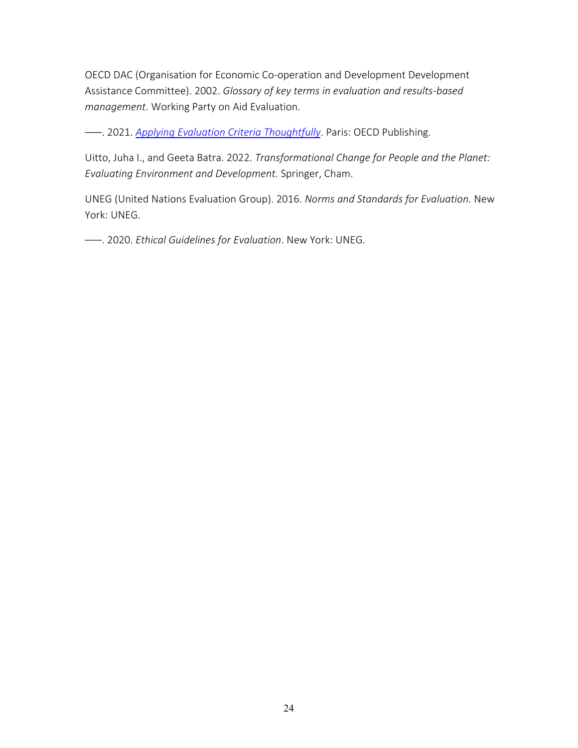OECD DAC (Organisation for Economic Co-operation and Development Development Assistance Committee). 2002. *Glossary of key terms in evaluation and results-based management*. Working Party on Aid Evaluation.

——. 2021. *Applying Evaluation Criteria Thoughtfully*. Paris: OECD Publishing.

Uitto, Juha I., and Geeta Batra. 2022. *Transformational Change for People and the Planet: Evaluating Environment and Development.* Springer, Cham.

UNEG (United Nations Evaluation Group). 2016. *Norms and Standards for Evaluation.* New York: UNEG.

——. 2020. *Ethical Guidelines for Evaluation*. New York: UNEG.